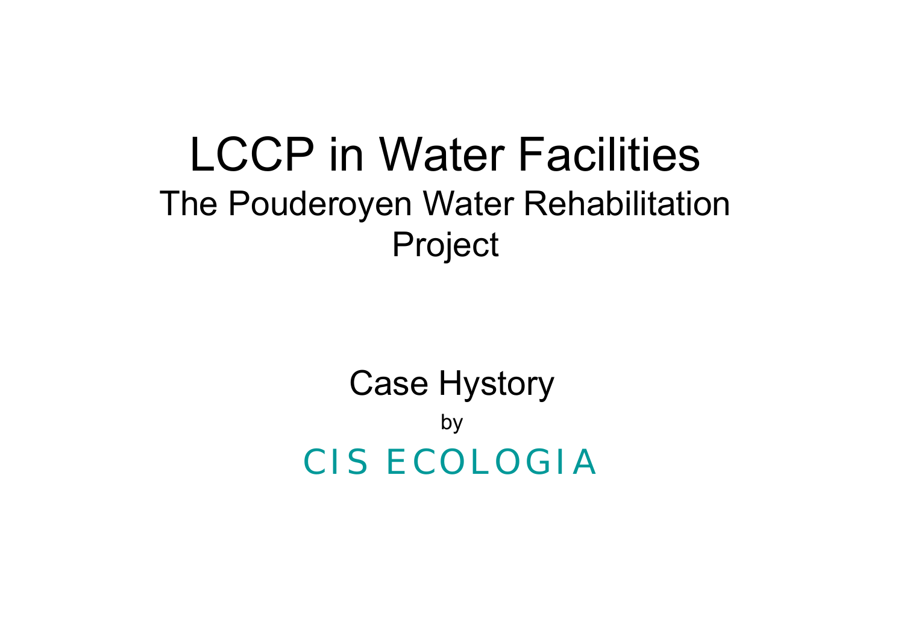# LCCP in Water Facilities

## The Pouderoyen Water Rehabilitation Project

Case Hystory

by

CIS ECOLOGIA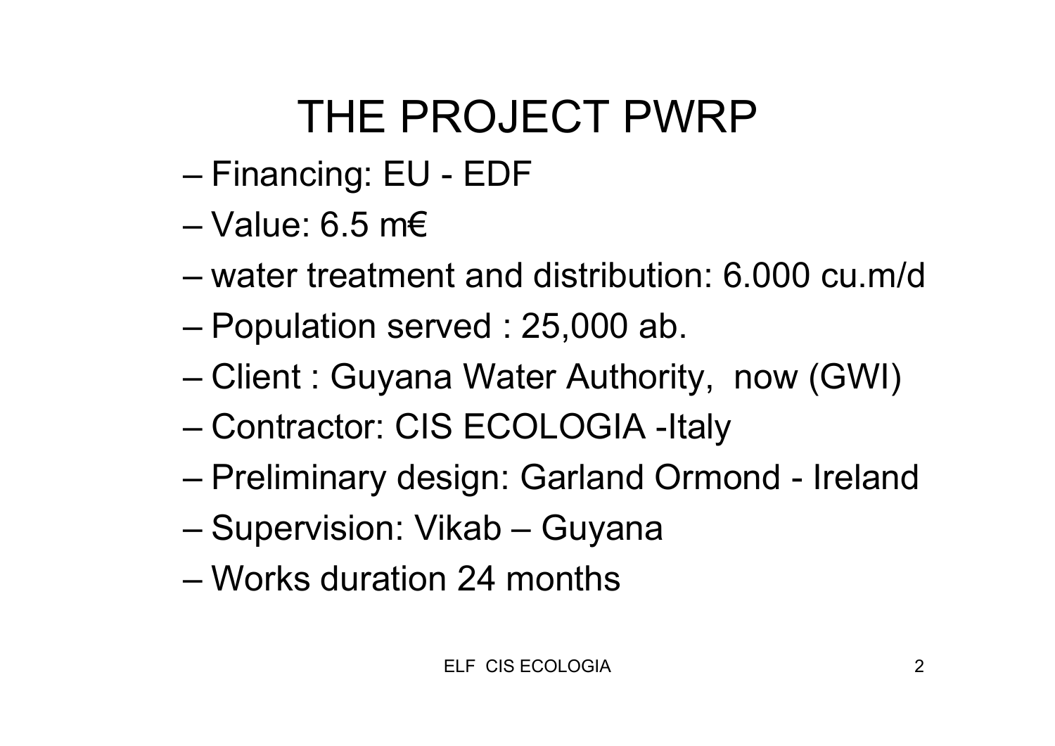# THE PROJECT PWRP

- Financing: EU - EDF
- Value: 6.5 m€
- water treatment and distribution: 6.000 cu.m/d
- Population served : 25,000 ab.
- Client : Guyana Water Authority, now (GWI)
- Contractor: CIS ECOLOGIA -Italy
- Preliminary design: Garland Ormond - Ireland
- Supervision: Vikab – Guyana
- Works duration 24 months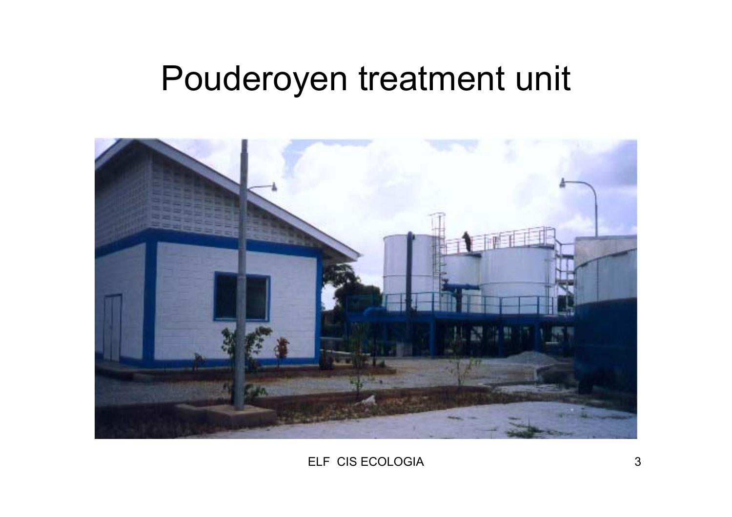# Pouderoyen treatment unit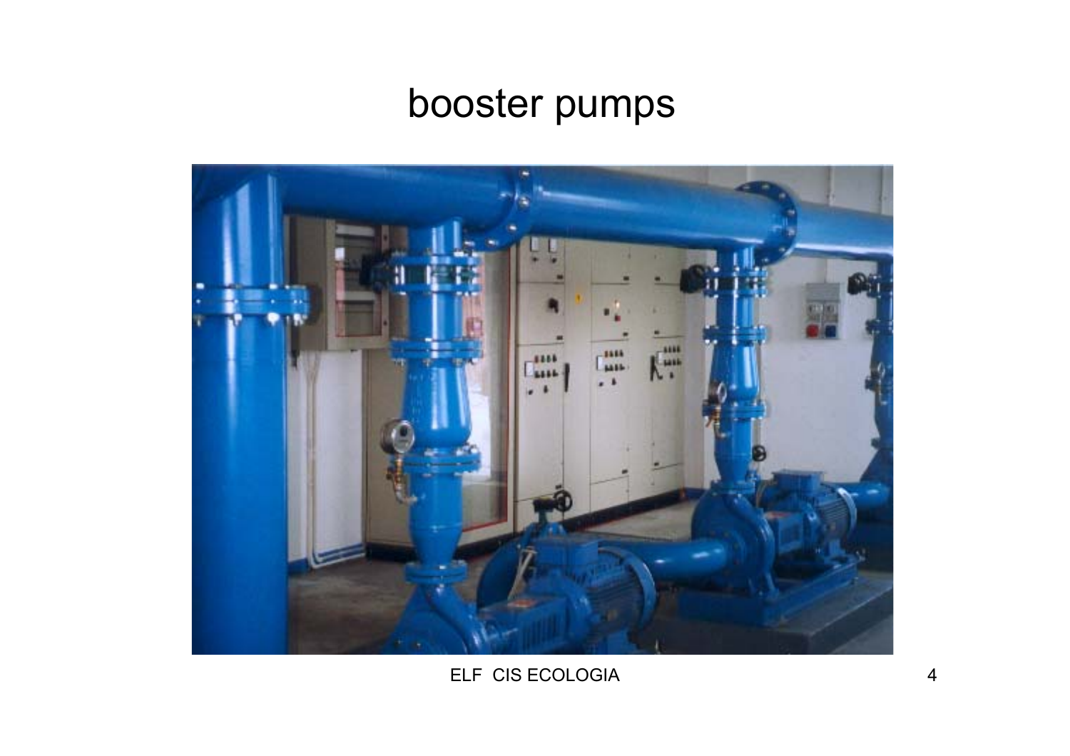# booster pumps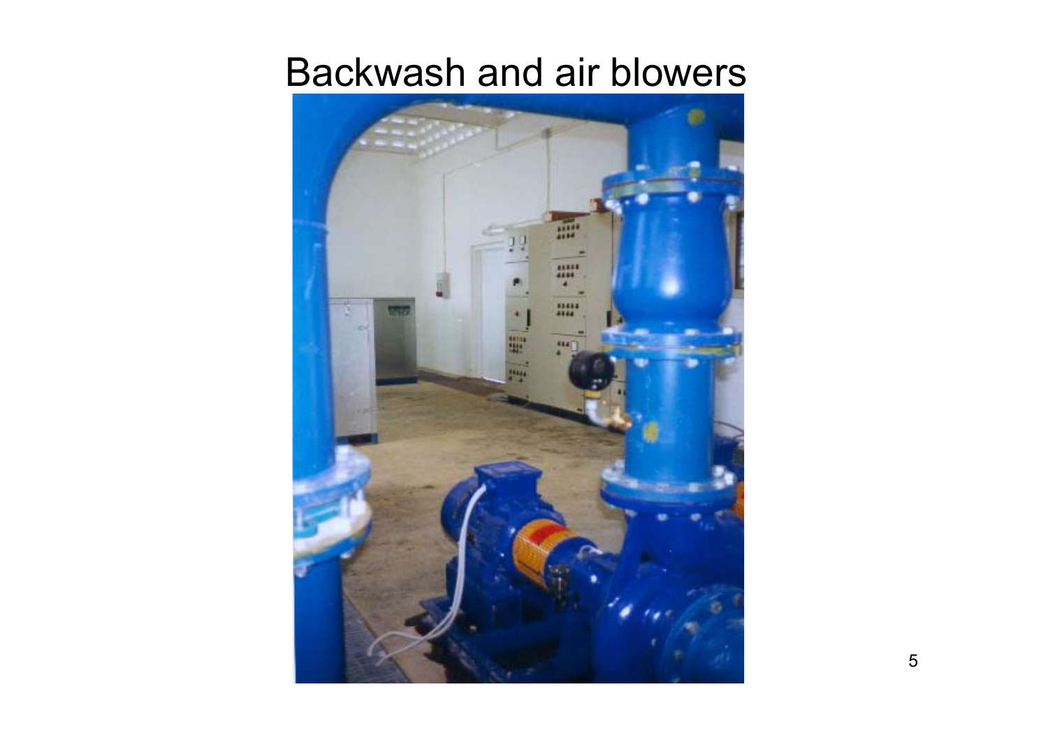# Backwash and air blowers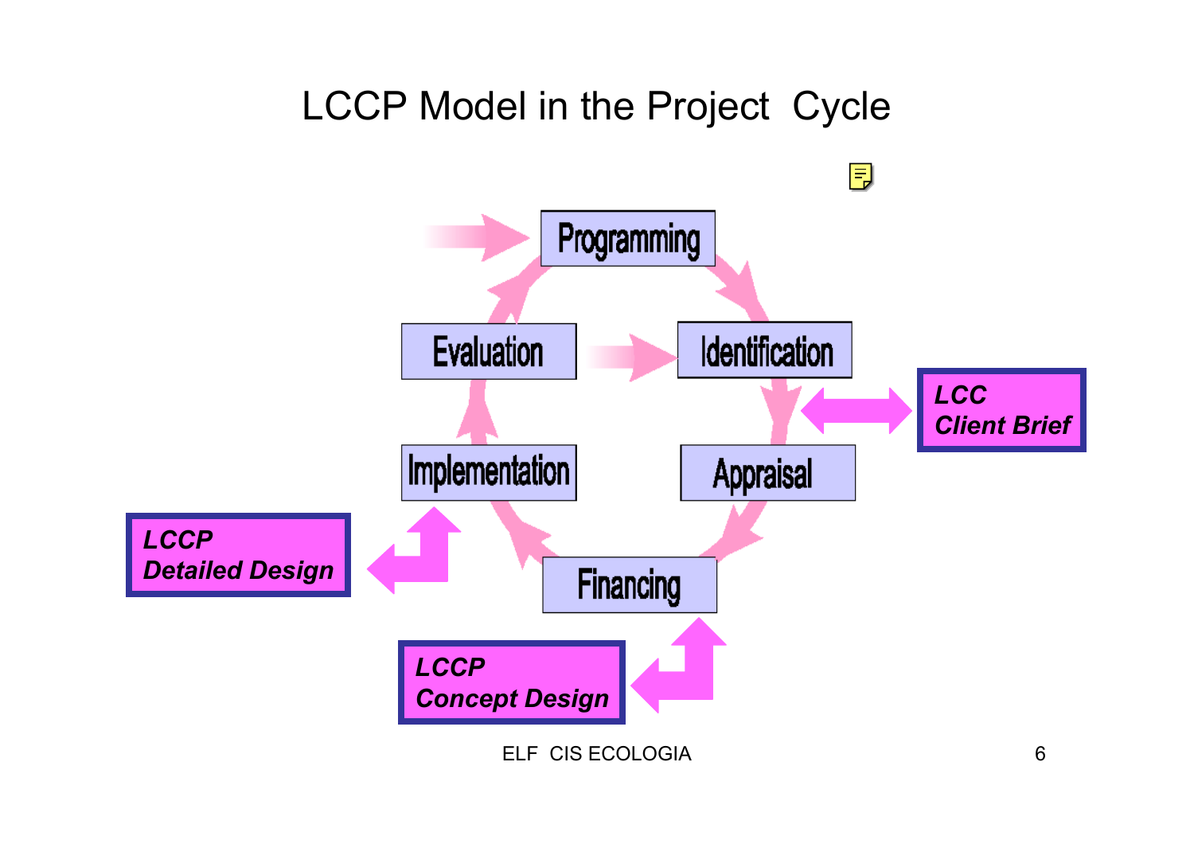# LCCP Model in the Project Cycle

- Programming
- Identification
- Appraisal
- Financing
- Implementation
- Evaluation

***LCC Client Brief***

***LCCP Concept Design***

***LCCP Detailed Design***

ELF CIS ECOLOGIA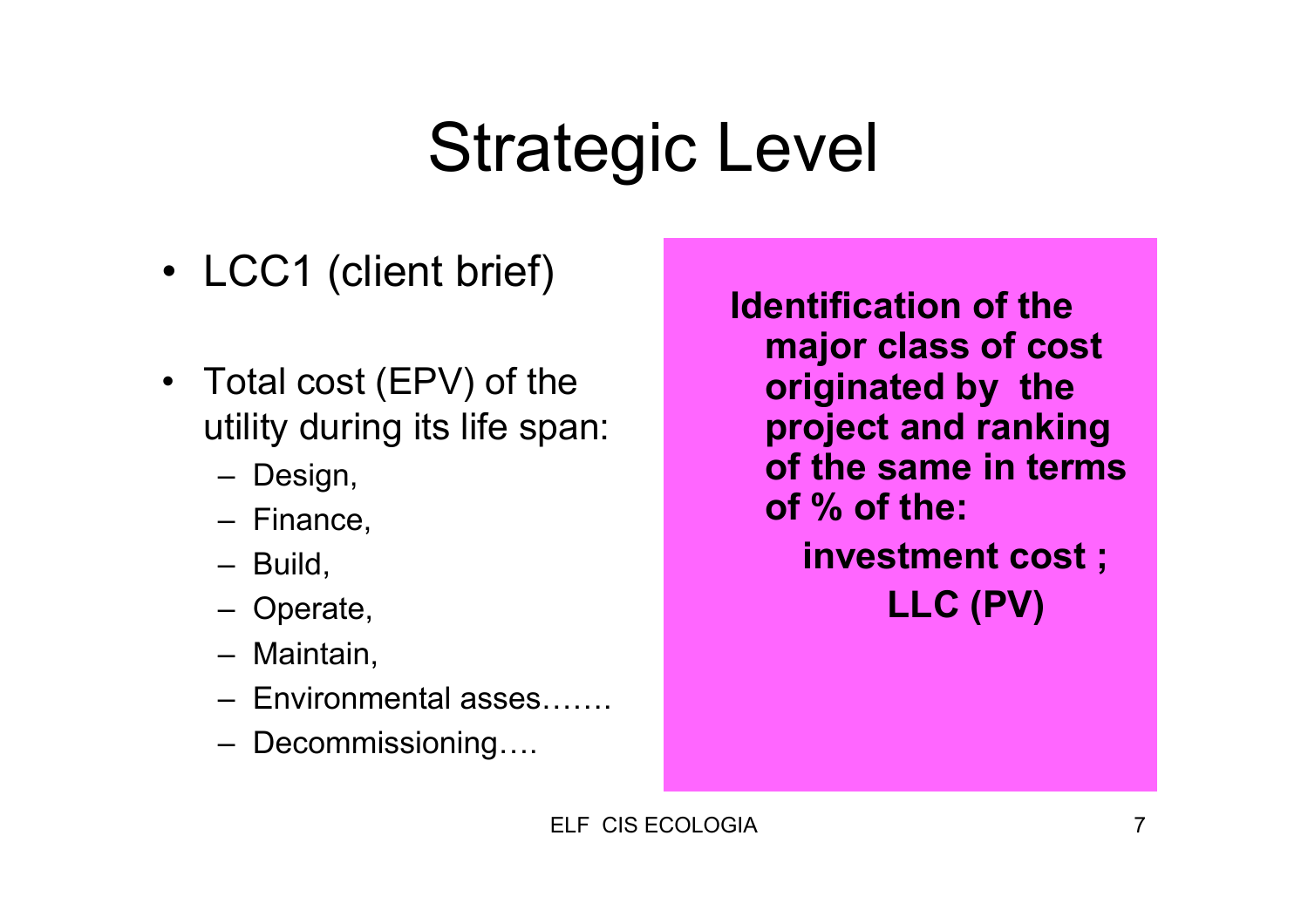# Strategic Level

- LCC1 (client brief)
- Total cost (EPV) of the utility during its life span:
  - Design,
  - Finance,
  - Build,
  - Operate,
  - Maintain,
  - Environmental asses…….
  - Decommissioning….

**Identification of the major class of cost originated by the project and ranking of the same in terms of % of the:**

**investment cost ;**

**LLC (PV)**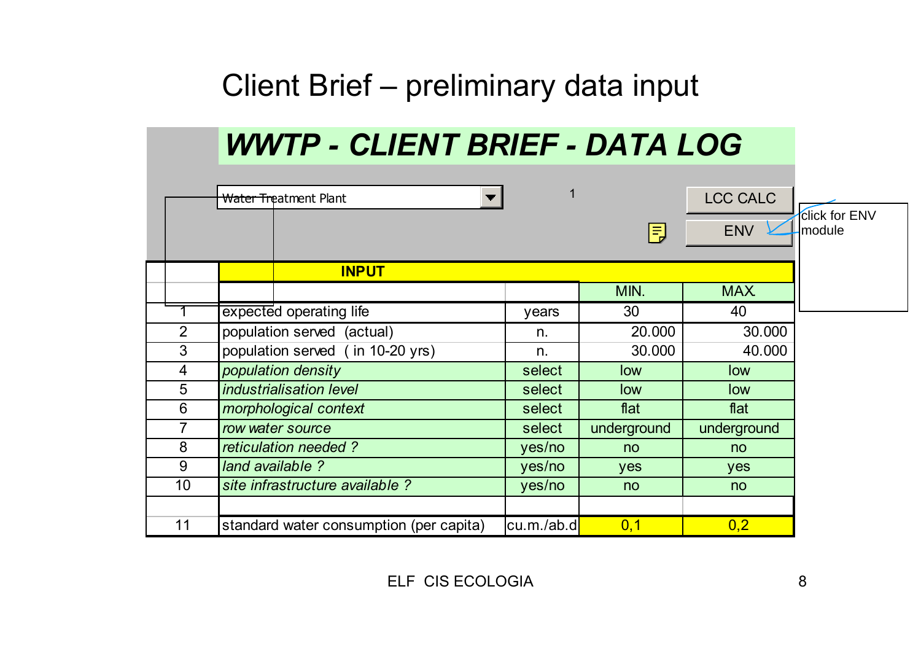# Client Brief – preliminary data input

## *WWTP - CLIENT BRIEF - DATA LOG*

Water Treatment Plant ▼ &nbsp;&nbsp; 1 &nbsp;&nbsp; LCC CALC &nbsp;&nbsp; ENV

click for ENV module

| | INPUT | | | |
|---|---|---|---|---|
| | | | MIN. | MAX. |
| 1 | expected operating life | years | 30 | 40 |
| 2 | population served (actual) | n. | 20.000 | 30.000 |
| 3 | population served ( in 10-20 yrs) | n. | 30.000 | 40.000 |
| 4 | *population density* | select | low | low |
| 5 | *industrialisation level* | select | low | low |
| 6 | *morphological context* | select | flat | flat |
| 7 | *row water source* | select | underground | underground |
| 8 | *reticulation needed ?* | yes/no | no | no |
| 9 | *land available ?* | yes/no | yes | yes |
| 10 | *site infrastructure available ?* | yes/no | no | no |
| | | | | |
| 11 | standard water consumption (per capita) | cu.m./ab.d | 0,1 | 0,2 |

ELF CIS ECOLOGIA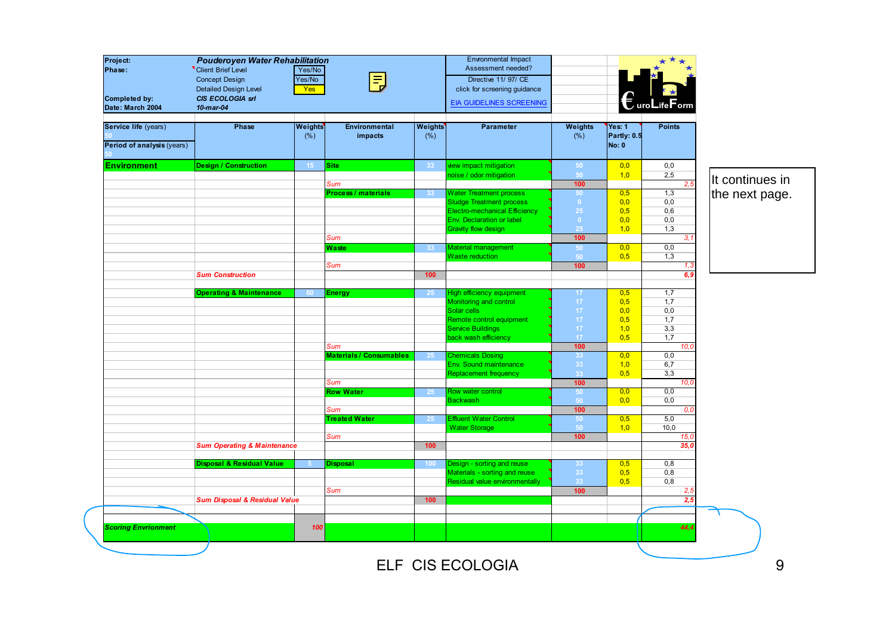| Project: | *Pouderoyen Water Rehabilitation* | | | | Envronmental Impact Assessment needed? | | | |
|---|---|---|---|---|---|---|---|---|
| Phase: | Client Brief Level | Yes/No | | | Directive 11/ 97/ CE | | | |
| | Concept Design | Yes/No | | | click for screening guidance | | | |
| | Detailed Design Level | Yes | | | EIA GUIDELINES SCREENING | | | |
| Completed by: | *CIS ECOLOGIA srl* | | | | | | | |
| Date: March 2004 | *10-mar-04* | | | | | | | |

| Service life (years) 50 / Period of analysis (years) 50 | Phase | Weights (%) | Environmental impacts | Weights (%) | Parameter | Weights (%) | Yes: 1 Partly: 0.5 No: 0 | Points |
|---|---|---|---|---|---|---|---|---|
| **Environment** | **Design / Construction** | 15 | **Site** | 33 | view impact mitigation | 50 | 0,0 | 0,0 |
| | | | | | noise / odor mitigation | 50 | 1,0 | 2,5 |
| | | | *Sum* | | | 100 | | *2,5* |
| | | | **Process / materials** | 33 | Water Treatment process | 50 | 0,5 | 1,3 |
| | | | | | Sludge Treatment process | 0 | 0,0 | 0,0 |
| | | | | | Electro-mechanical Efficiency | 25 | 0,5 | 0,6 |
| | | | | | Env. Declaration or label | 0 | 0,0 | 0,0 |
| | | | | | Gravity flow design | 25 | 1,0 | 1,3 |
| | | | *Sum* | | | 100 | | *3,1* |
| | | | **Waste** | 33 | Material management | 50 | 0,0 | 0,0 |
| | | | | | Waste reduction | 50 | 0,5 | 1,3 |
| | | | *Sum* | | | 100 | | *1,3* |
| | ***Sum Construction*** | | | 100 | | | | ***6,9*** |
| | **Operating & Maintenance** | 80 | **Energy** | 25 | High efficiency equipment | 17 | 0,5 | 1,7 |
| | | | | | Monitoring and control | 17 | 0,5 | 1,7 |
| | | | | | Solar cells | 17 | 0,0 | 0,0 |
| | | | | | Remote control equipment | 17 | 0,5 | 1,7 |
| | | | | | Service Buildings | 17 | 1,0 | 3,3 |
| | | | | | back wash efficiency | 17 | 0,5 | 1,7 |
| | | | *Sum* | | | 100 | | *10,0* |
| | | | **Materials / Consumables** | 25 | Chemicals Dosing | 33 | 0,0 | 0,0 |
| | | | | | Env. Sound maintenance | 33 | 1,0 | 6,7 |
| | | | | | Replacement frequency | 33 | 0,5 | 3,3 |
| | | | *Sum* | | | 100 | | *10,0* |
| | | | **Row Water** | 25 | Row water control | 50 | 0,0 | 0,0 |
| | | | | | Backwash | 50 | 0,0 | 0,0 |
| | | | *Sum* | | | 100 | | *0,0* |
| | | | **Treated Water** | 25 | Effluent Water Control | 50 | 0,5 | 5,0 |
| | | | | | Water Storage | 50 | 1,0 | 10,0 |
| | | | *Sum* | | | 100 | | *15,0* |
| | ***Sum Operating & Maintenance*** | | | 100 | | | | ***35,0*** |
| | **Disposal & Residual Value** | 5 | **Disposal** | 100 | Design - sorting and reuse | 33 | 0,5 | 0,8 |
| | | | | | Materials - sorting and reuse | 33 | 0,5 | 0,8 |
| | | | | | Residual value environmentally | 33 | 0,5 | 0,8 |
| | | | *Sum* | | | 100 | | *2,5* |
| | ***Sum Disposal & Residual Value*** | | | 100 | | | | ***2,5*** |
| ***Scoring Envrionment*** | | *100* | | | | | | ***44,4*** |

It continues in the next page.

ELF CIS ECOLOGIA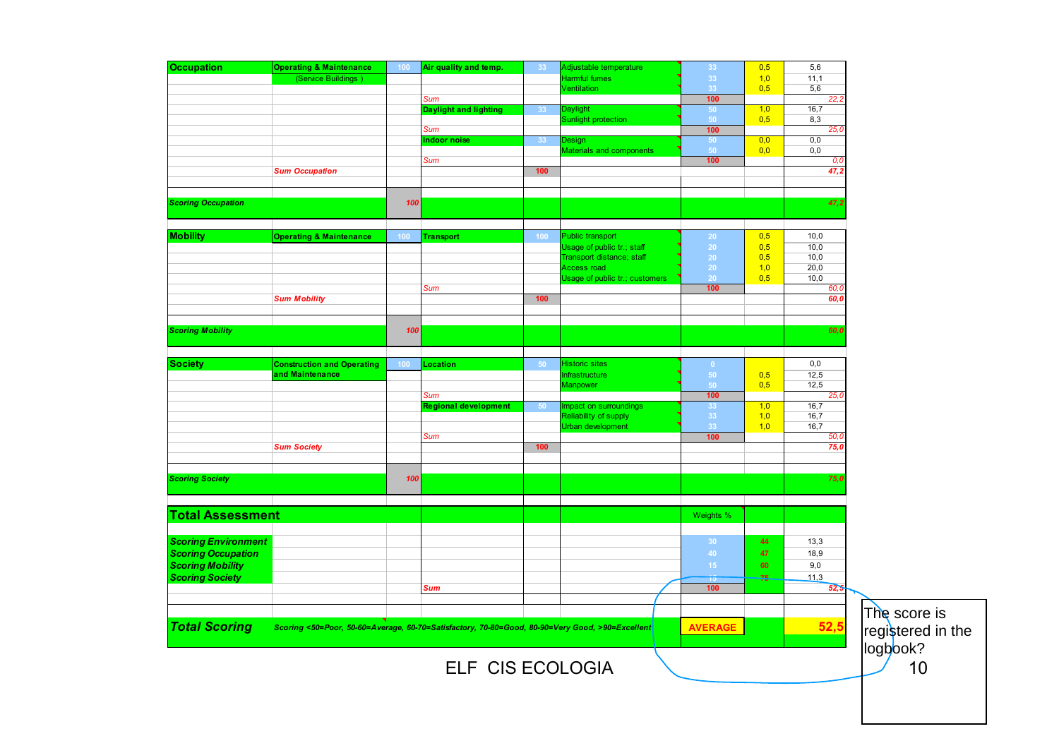| | | | | | | | | |
|---|---|---|---|---|---|---|---|---|
| **Occupation** | **Operating & Maintenance** | 100 | **Air quality and temp.** | 33 | Adjustable temperature | 33 | 0,5 | 5,6 |
| | (Service Buildings ) | | | | Harmful fumes | 33 | 1,0 | 11,1 |
| | | | | | Ventilation | 33 | 0,5 | 5,6 |
| | | | *Sum* | | | 100 | | *22,2* |
| | | | **Daylight and lighting** | 33 | Daylight | 50 | 1,0 | 16,7 |
| | | | | | Sunlight protection | 50 | 0,5 | 8,3 |
| | | | *Sum* | | | 100 | | *25,0* |
| | | | **Indoor noise** | 33 | Design | 50 | 0,0 | 0,0 |
| | | | | | Materials and components | 50 | 0,0 | 0,0 |
| | | | *Sum* | | | 100 | | *0,0* |
| | ***Sum Occupation*** | | | 100 | | | | ***47,2*** |
| ***Scoring Occupation*** | | ***100*** | | | | | | ***47,2*** |
| **Mobility** | **Operating & Maintenance** | 100 | **Transport** | 100 | Public transport | 20 | 0,5 | 10,0 |
| | | | | | Usage of public tr.; staff | 20 | 0,5 | 10,0 |
| | | | | | Transport distance; staff | 20 | 0,5 | 10,0 |
| | | | | | Access road | 20 | 1,0 | 20,0 |
| | | | | | Usage of public tr.; customers | 20 | 0,5 | 10,0 |
| | | | *Sum* | | | 100 | | *60,0* |
| | ***Sum Mobility*** | | | 100 | | | | ***60,0*** |
| ***Scoring Mobility*** | | ***100*** | | | | | | ***60,0*** |
| **Society** | **Construction and Operating and Maintenance** | 100 | **Location** | 50 | Historic sites | 0 | | 0,0 |
| | | | | | Infrastructure | 50 | 0,5 | 12,5 |
| | | | | | Manpower | 50 | 0,5 | 12,5 |
| | | | *Sum* | | | 100 | | *25,0* |
| | | | **Regional development** | 50 | Impact on surroundings | 33 | 1,0 | 16,7 |
| | | | | | Reliability of supply | 33 | 1,0 | 16,7 |
| | | | | | Urban development | 33 | 1,0 | 16,7 |
| | | | *Sum* | | | 100 | | *50,0* |
| | ***Sum Society*** | | | 100 | | | | ***75,0*** |
| ***Scoring Society*** | | ***100*** | | | | | | ***75,0*** |
| **Total Assessment** | | | | | | Weights % | | |
| ***Scoring Environment*** | | | | | | 30 | 44 | 13,3 |
| ***Scoring Occupation*** | | | | | | 40 | 47 | 18,9 |
| ***Scoring Mobility*** | | | | | | 15 | 60 | 9,0 |
| ***Scoring Society*** | | | | | | 15 | 75 | 11,3 |
| | | | *Sum* | | | 100 | | *52,5* |
| ***Total Scoring*** | ***Scoring <50=Poor, 50-60=Average, 60-70=Satisfactory, 70-80=Good, 80-90=Very Good, >90=Excellent*** | | | | | **AVERAGE** | | **52,5** |

The score is registered in the logbook?

ELF CIS ECOLOGIA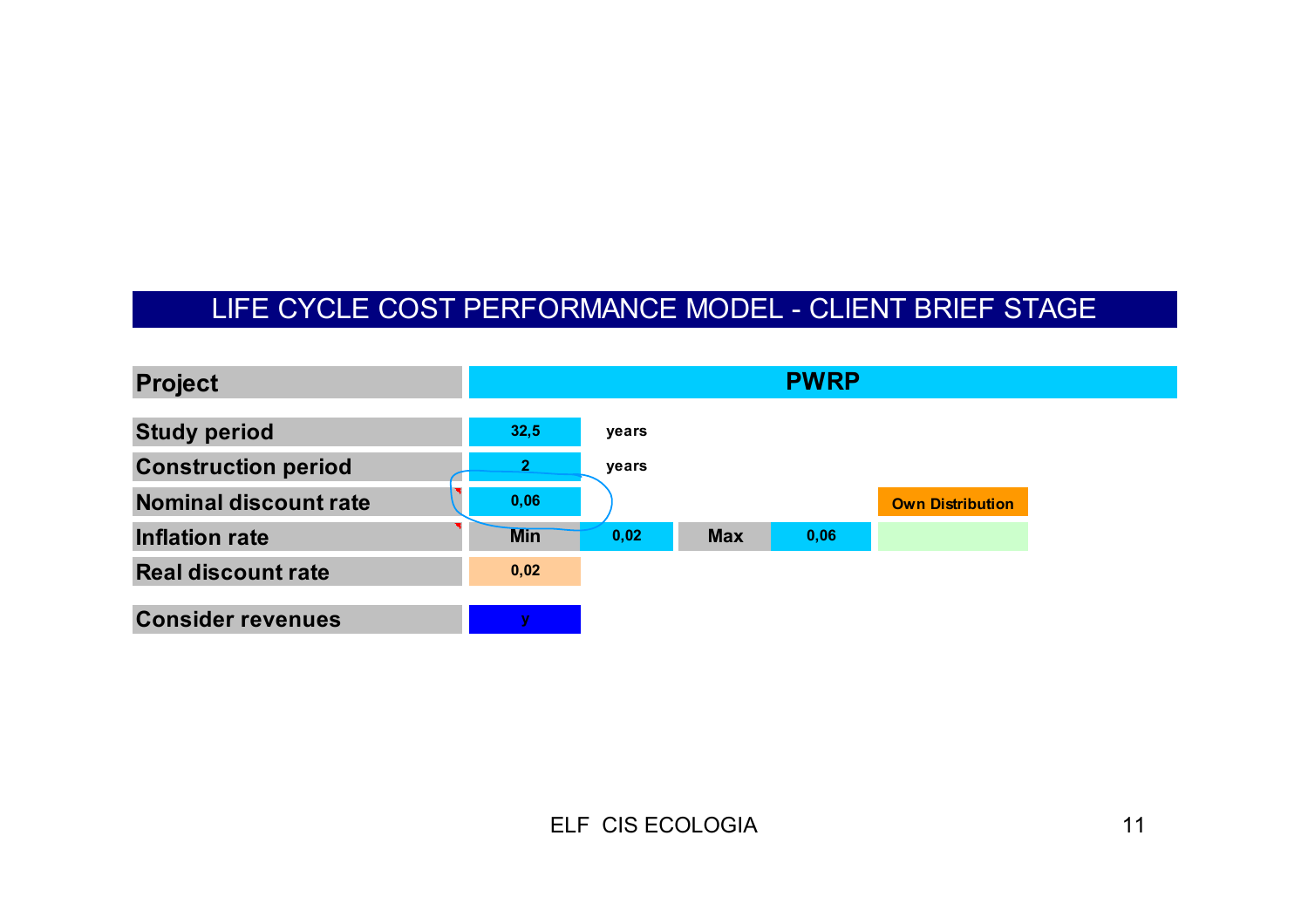# LIFE CYCLE COST PERFORMANCE MODEL - CLIENT BRIEF STAGE

| Project | PWRP | | | | |
|---|---|---|---|---|---|
| Study period | 32,5 | years | | | |
| Construction period | 2 | years | | | |
| Nominal discount rate | 0,06 | | | | Own Distribution |
| Inflation rate | Min | 0,02 | Max | 0,06 | |
| Real discount rate | 0,02 | | | | |
| Consider revenues | y | | | | |

ELF CIS ECOLOGIA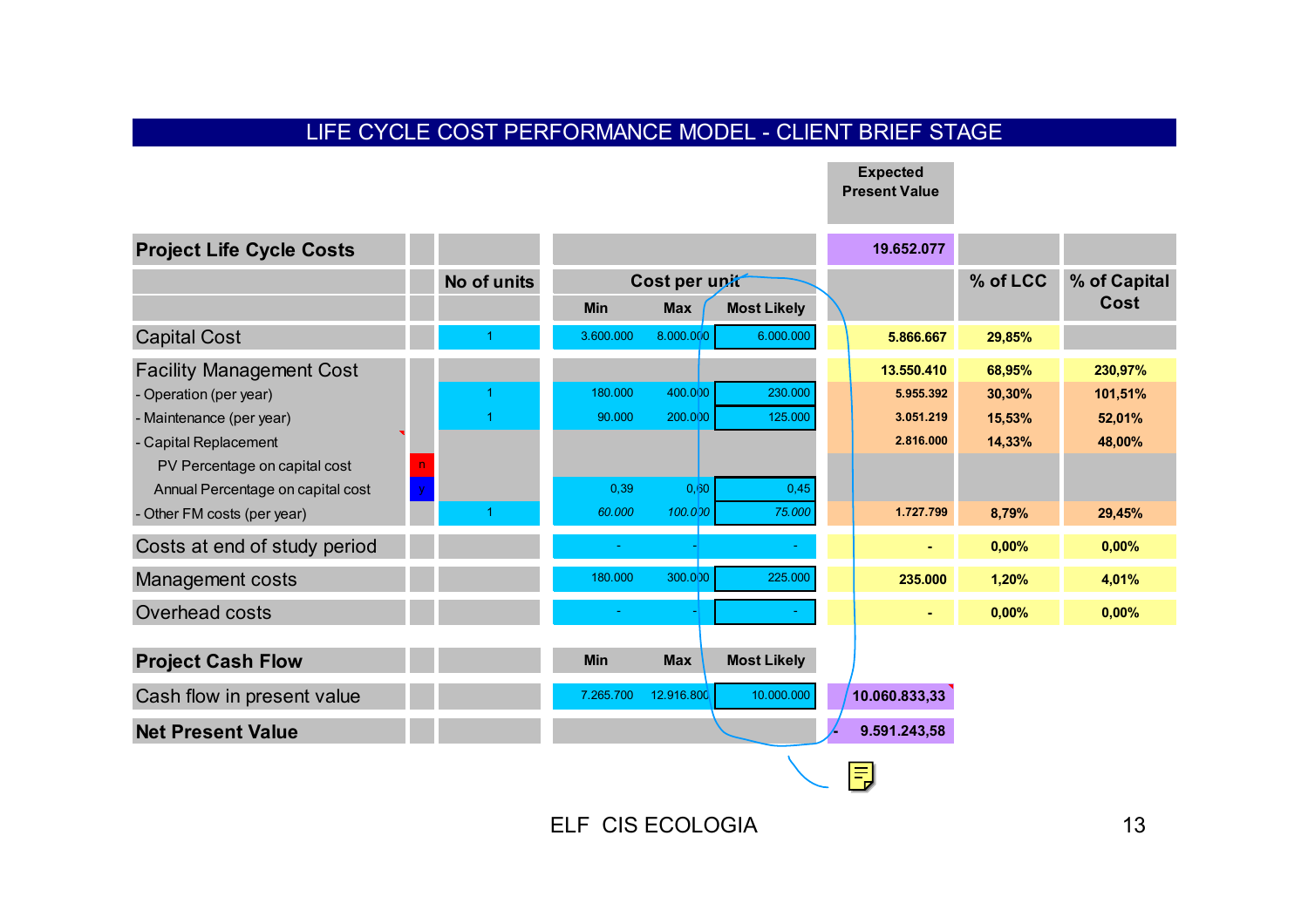# LIFE CYCLE COST PERFORMANCE MODEL - CLIENT BRIEF STAGE

| | | No of units | Cost per unit Min | Cost per unit Max | Cost per unit Most Likely | Expected Present Value | % of LCC | % of Capital Cost |
|---|---|---|---|---|---|---|---|---|
| **Project Life Cycle Costs** | | | | | | 19.652.077 | | |
| Capital Cost | | 1 | 3.600.000 | 8.000.000 | 6.000.000 | 5.866.667 | 29,85% | |
| Facility Management Cost | | | | | | 13.550.410 | 68,95% | 230,97% |
| - Operation (per year) | | 1 | 180.000 | 400.000 | 230.000 | 5.955.392 | 30,30% | 101,51% |
| - Maintenance (per year) | | 1 | 90.000 | 200.000 | 125.000 | 3.051.219 | 15,53% | 52,01% |
| - Capital Replacement | | | | | | 2.816.000 | 14,33% | 48,00% |
| PV Percentage on capital cost | n | | | | | | | |
| Annual Percentage on capital cost | y | | 0,39 | 0,60 | 0,45 | | | |
| - Other FM costs (per year) | | 1 | *60.000* | *100.000* | *75.000* | 1.727.799 | 8,79% | 29,45% |
| Costs at end of study period | | | - | - | - | - | 0,00% | 0,00% |
| Management costs | | | 180.000 | 300.000 | 225.000 | 235.000 | 1,20% | 4,01% |
| Overhead costs | | | - | - | - | - | 0,00% | 0,00% |

| | | | Min | Max | Most Likely | |
|---|---|---|---|---|---|---|
| **Project Cash Flow** | | | | | | |
| Cash flow in present value | | | 7.265.700 | 12.916.800 | 10.000.000 | 10.060.833,33 |
| **Net Present Value** | | | | | | - 9.591.243,58 |

ELF CIS ECOLOGIA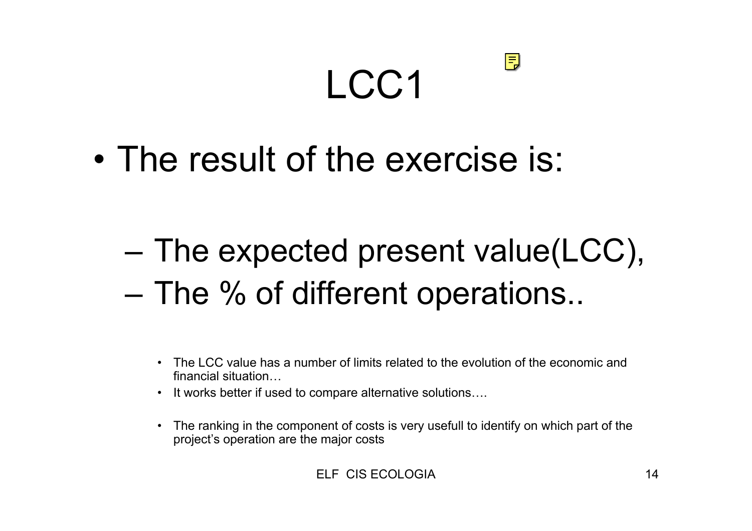# LCC1

- The result of the exercise is:
  - The expected present value(LCC),
  - The % of different operations..
    - The LCC value has a number of limits related to the evolution of the economic and financial situation…
    - It works better if used to compare alternative solutions….
    - The ranking in the component of costs is very usefull to identify on which part of the project's operation are the major costs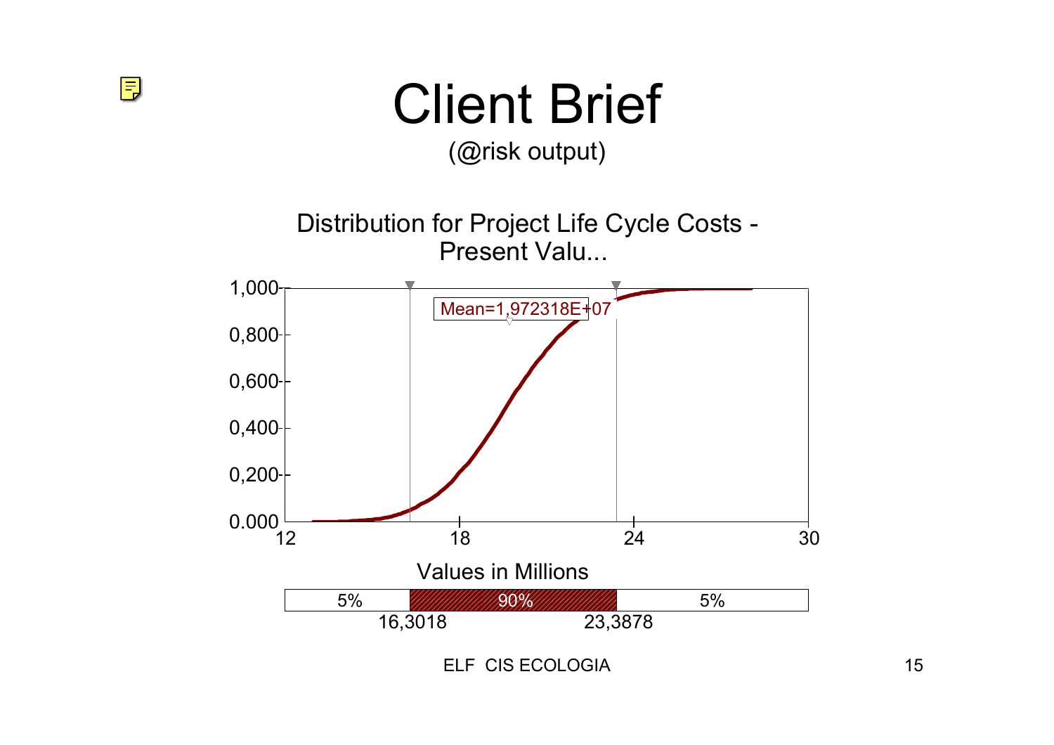# Client Brief

(@risk output)

Distribution for Project Life Cycle Costs - Present Valu...

Mean=1,972318E+07

1,000
0,800
0,600
0,400
0,200
0.000

12 18 24 30

Values in Millions

| 5% | 90% | 5% |
|---|---|---|

16,3018 23,3878

ELF CIS ECOLOGIA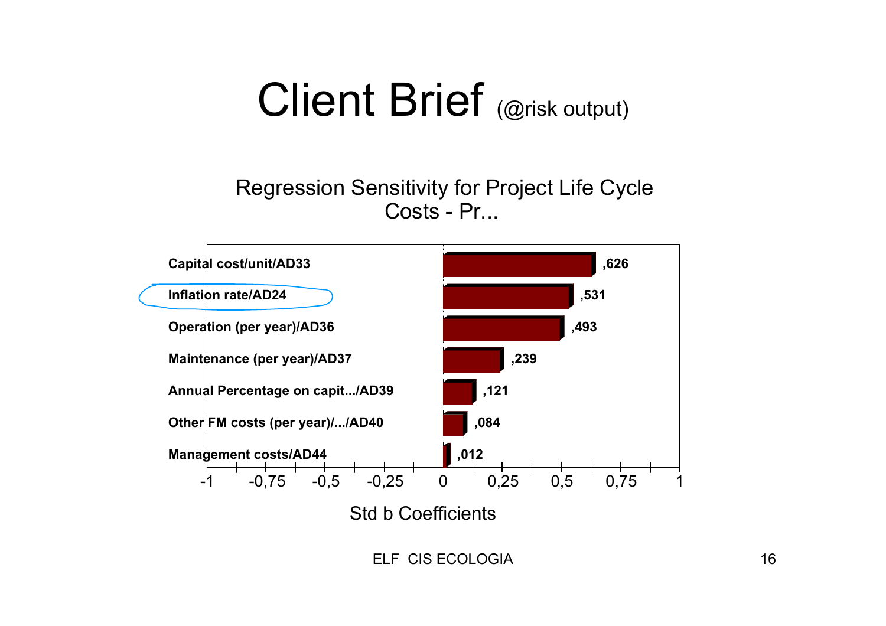# Client Brief (@risk output)

Regression Sensitivity for Project Life Cycle Costs - Pr...

| Variable | Std b Coefficient |
|---|---|
| Capital cost/unit/AD33 | ,626 |
| Inflation rate/AD24 | ,531 |
| Operation (per year)/AD36 | ,493 |
| Maintenance (per year)/AD37 | ,239 |
| Annual Percentage on capit.../AD39 | ,121 |
| Other FM costs (per year)/.../AD40 | ,084 |
| Management costs/AD44 | ,012 |

Std b Coefficients

ELF CIS ECOLOGIA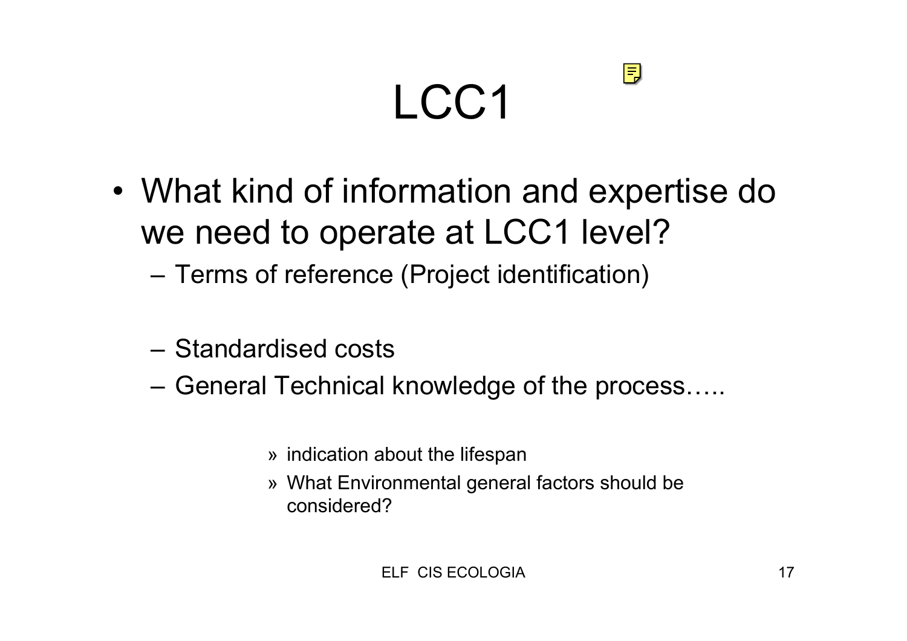# LCC1

- What kind of information and expertise do we need to operate at LCC1 level?
  - Terms of reference (Project identification)
  - Standardised costs
  - General Technical knowledge of the process…..
    - » indication about the lifespan
    - » What Environmental general factors should be considered?

ELF CIS ECOLOGIA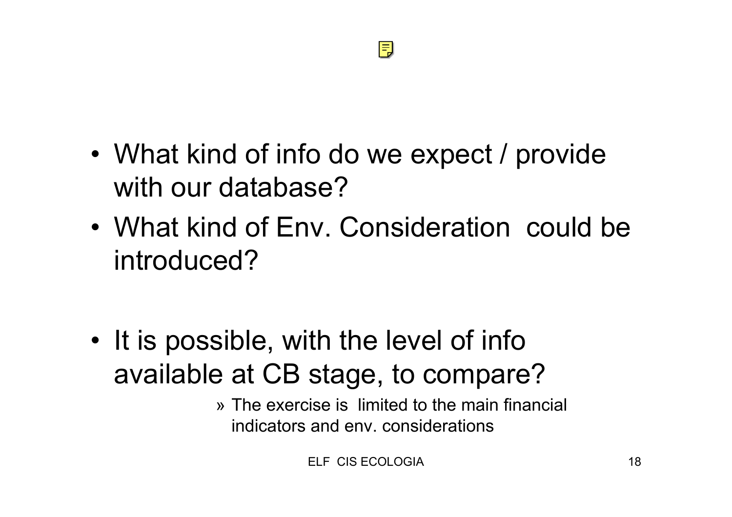- What kind of info do we expect / provide with our database?
- What kind of Env. Consideration could be introduced?

- It is possible, with the level of info available at CB stage, to compare?
  - » The exercise is limited to the main financial indicators and env. considerations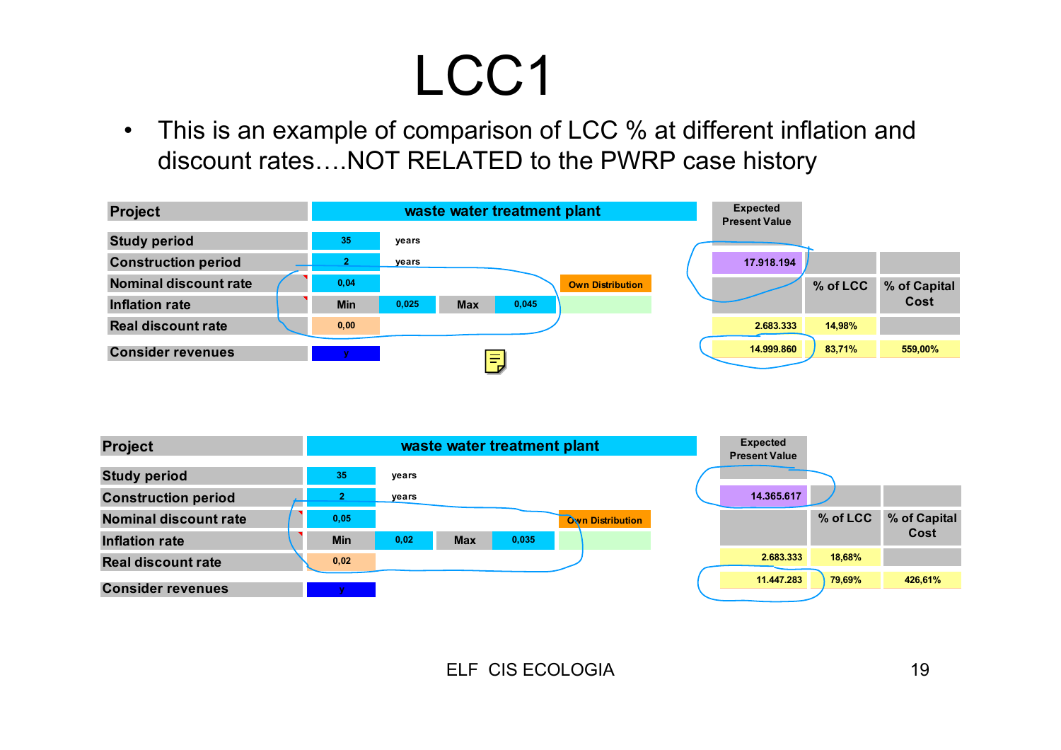# LCC1

- This is an example of comparison of LCC % at different inflation and discount rates….NOT RELATED to the PWRP case history

| Project | waste water treatment plant | | | | |
|---|---|---|---|---|---|
| Study period | 35 | years | | | |
| Construction period | 2 | years | | | |
| Nominal discount rate | 0,04 | | | | Own Distribution |
| Inflation rate | Min | 0,025 | Max | 0,045 | |
| Real discount rate | 0,00 | | | | |
| Consider revenues | y | | | | |

| Expected Present Value | | |
|---|---|---|
| 17.918.194 | | |
| | % of LCC | % of Capital Cost |
| 2.683.333 | 14,98% | |
| 14.999.860 | 83,71% | 559,00% |

| Project | waste water treatment plant | | | | |
|---|---|---|---|---|---|
| Study period | 35 | years | | | |
| Construction period | 2 | years | | | |
| Nominal discount rate | 0,05 | | | | Own Distribution |
| Inflation rate | Min | 0,02 | Max | 0,035 | |
| Real discount rate | 0,02 | | | | |
| Consider revenues | y | | | | |

| Expected Present Value | | |
|---|---|---|
| 14.365.617 | | |
| | % of LCC | % of Capital Cost |
| 2.683.333 | 18,68% | |
| 11.447.283 | 79,69% | 426,61% |

ELF CIS ECOLOGIA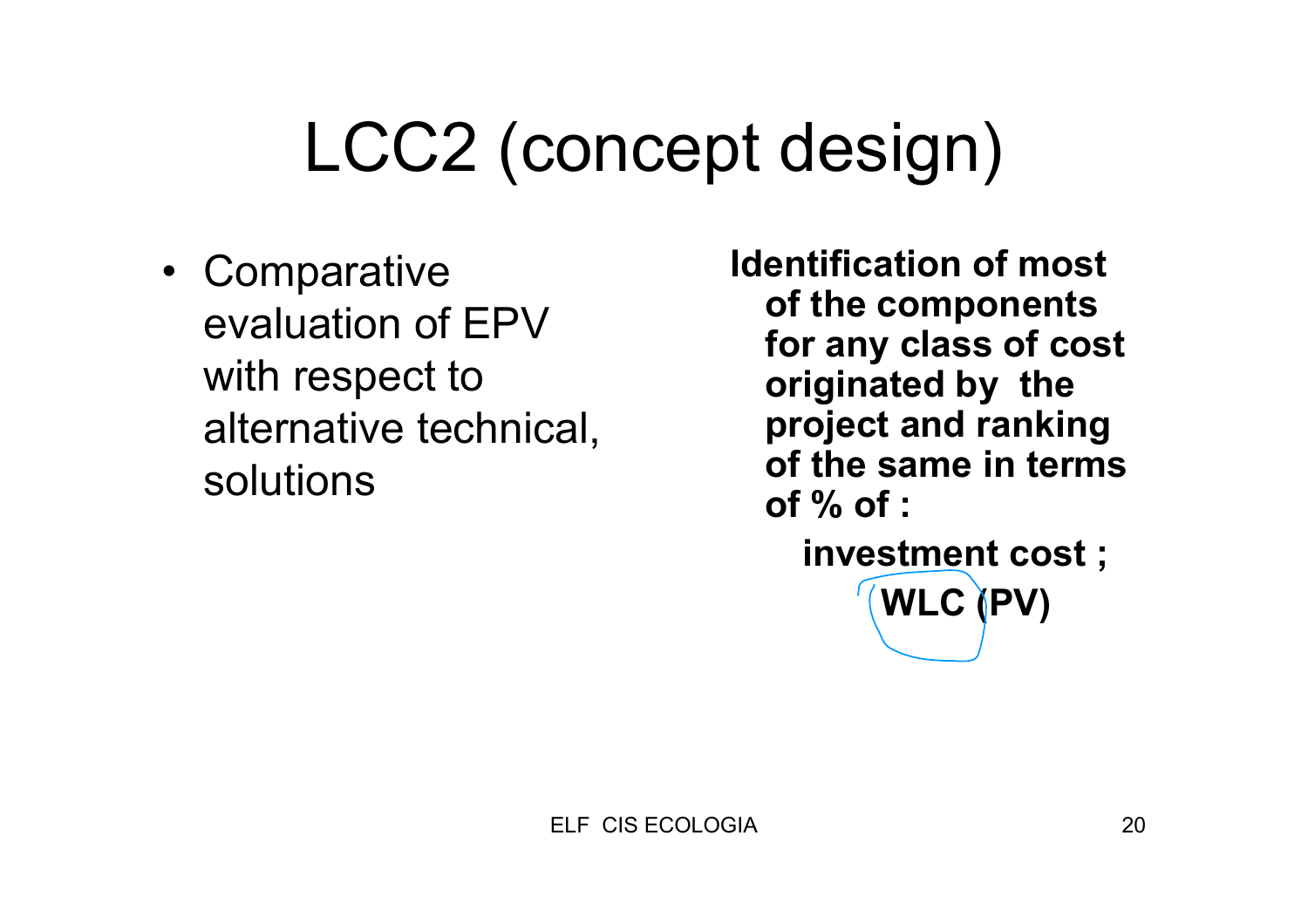# LCC2 (concept design)

- Comparative evaluation of EPV with respect to alternative technical, solutions

**Identification of most of the components for any class of cost originated by the project and ranking of the same in terms of % of :**

**investment cost ;**

**WLC (PV)**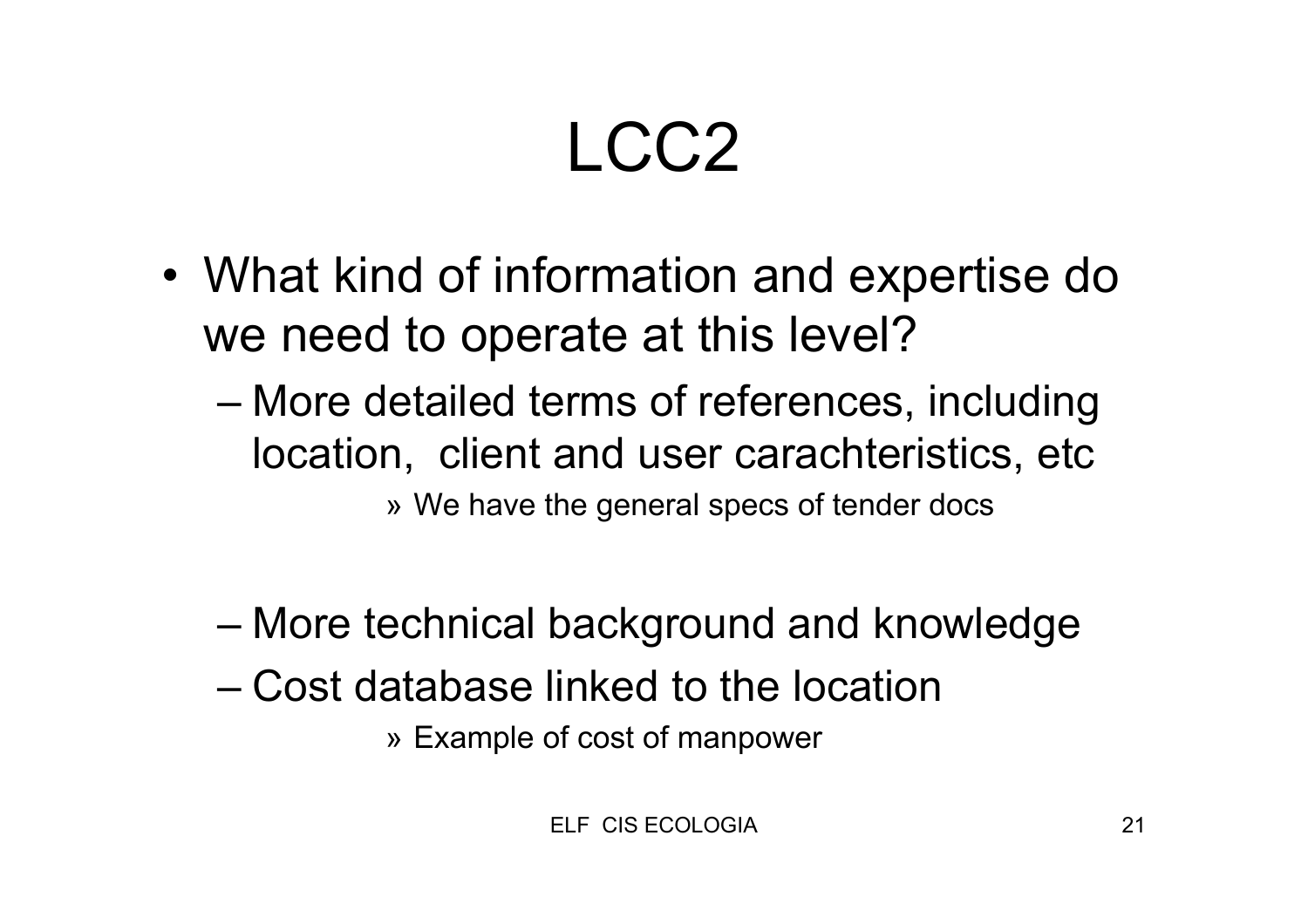# LCC2

- What kind of information and expertise do we need to operate at this level?
  - More detailed terms of references, including location, client and user carachteristics, etc
    - We have the general specs of tender docs
  - More technical background and knowledge
  - Cost database linked to the location
    - Example of cost of manpower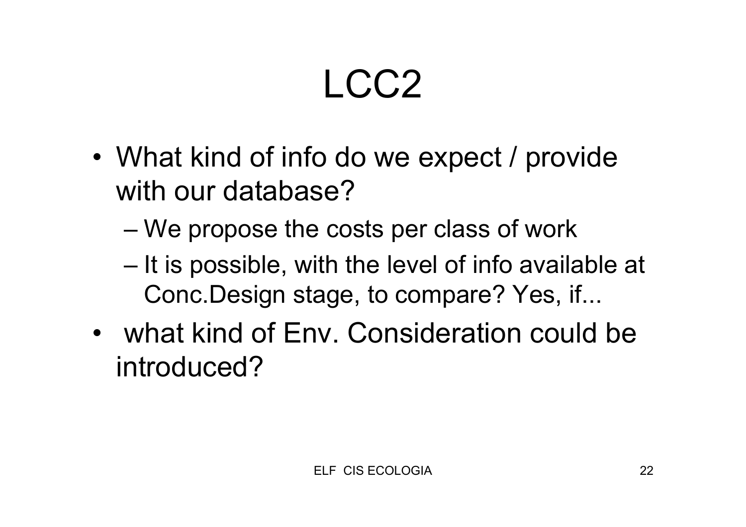# LCC2

- What kind of info do we expect / provide with our database?
  - We propose the costs per class of work
  - It is possible, with the level of info available at Conc.Design stage, to compare? Yes, if...
- what kind of Env. Consideration could be introduced?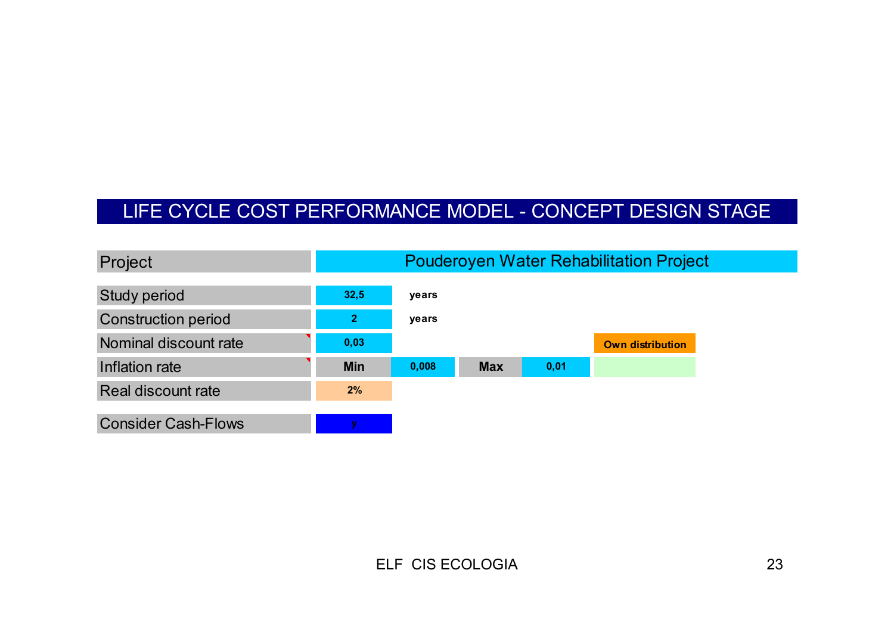# LIFE CYCLE COST PERFORMANCE MODEL - CONCEPT DESIGN STAGE

| Project | Pouderoyen Water Rehabilitation Project | | | | |
|---|---|---|---|---|---|
| Study period | 32,5 | years | | | |
| Construction period | 2 | years | | | |
| Nominal discount rate | 0,03 | | | | Own distribution |
| Inflation rate | Min | 0,008 | Max | 0,01 | |
| Real discount rate | 2% | | | | |
| Consider Cash-Flows | y | | | | |

ELF CIS ECOLOGIA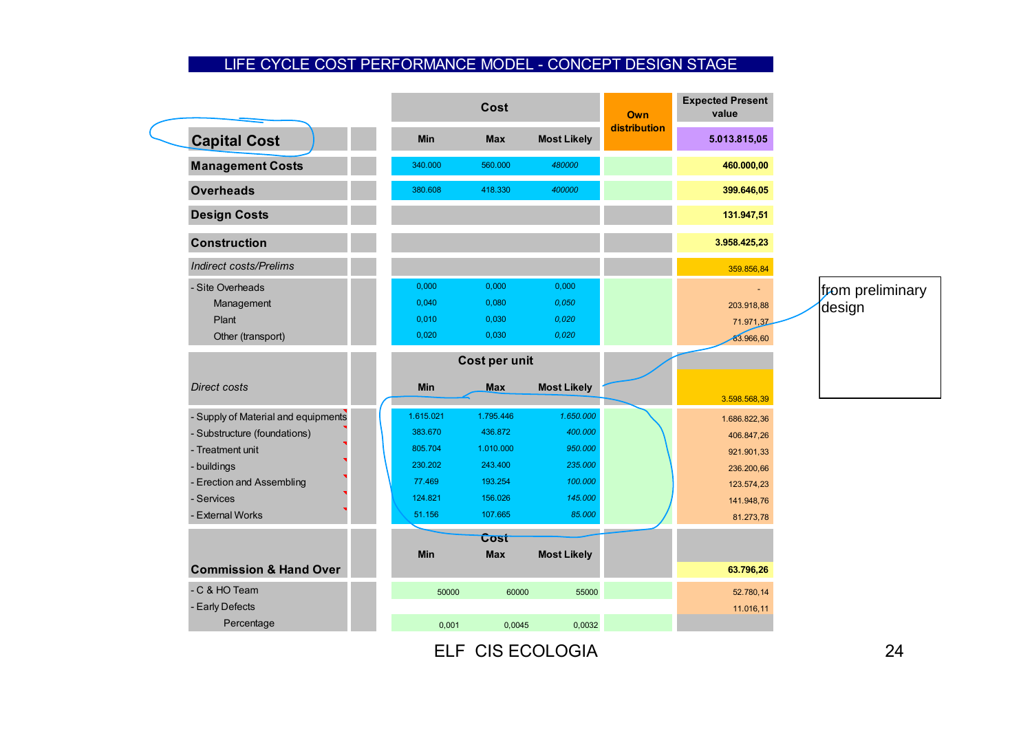# LIFE CYCLE COST PERFORMANCE MODEL - CONCEPT DESIGN STAGE

| | Cost Min | Cost Max | Cost Most Likely | Own distribution | Expected Present value |
|---|---|---|---|---|---|
| **Capital Cost** | | | | | 5.013.815,05 |
| **Management Costs** | 340.000 | 560.000 | *480000* | | 460.000,00 |
| **Overheads** | 380.608 | 418.330 | *400000* | | 399.646,05 |
| **Design Costs** | | | | | 131.947,51 |
| **Construction** | | | | | 3.958.425,23 |
| *Indirect costs/Prelims* | | | | | 359.856,84 |
| - Site Overheads | 0,000 | 0,000 | 0,000 | | - |
| Management | 0,040 | 0,080 | *0,050* | | 203.918,88 |
| Plant | 0,010 | 0,030 | *0,020* | | 71.971,37 |
| Other (transport) | 0,020 | 0,030 | *0,020* | | 83.966,60 |
| | **Cost per unit** | | | | |
| *Direct costs* | **Min** | **Max** | **Most Likely** | | 3.598.568,39 |
| - Supply of Material and equipments | 1.615.021 | 1.795.446 | *1.650.000* | | 1.686.822,36 |
| - Substructure (foundations) | 383.670 | 436.872 | *400.000* | | 406.847,26 |
| - Treatment unit | 805.704 | 1.010.000 | *950.000* | | 921.901,33 |
| - buildings | 230.202 | 243.400 | *235.000* | | 236.200,66 |
| - Erection and Assembling | 77.469 | 193.254 | *100.000* | | 123.574,23 |
| - Services | 124.821 | 156.026 | *145.000* | | 141.948,76 |
| - External Works | 51.156 | 107.665 | *85.000* | | 81.273,78 |
| | **Cost** | | | | |
| **Commission & Hand Over** | **Min** | **Max** | **Most Likely** | | 63.796,26 |
| - C & HO Team | 50000 | 60000 | 55000 | | 52.780,14 |
| - Early Defects | | | | | 11.016,11 |
| Percentage | 0,001 | 0,0045 | 0,0032 | | |

from preliminary design

ELF CIS ECOLOGIA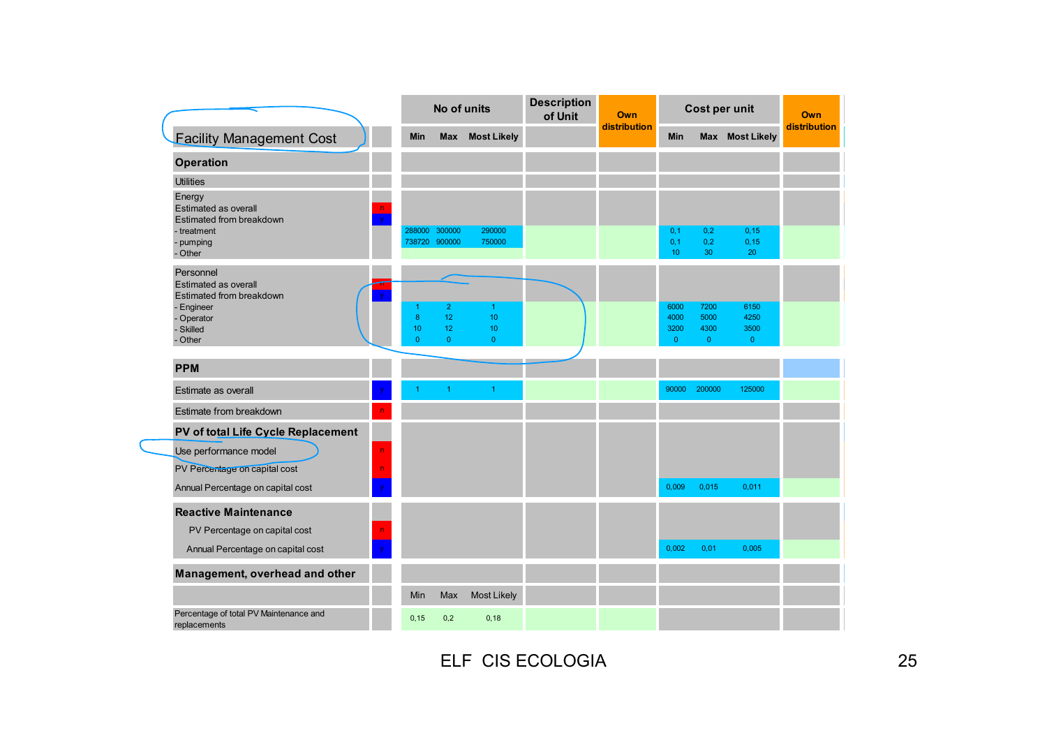| Facility Management Cost | | No of units | | | Description of Unit | Own distribution | Cost per unit | | | Own distribution |
|---|---|---|---|---|---|---|---|---|---|---|
| | | Min | Max | Most Likely | | | Min | Max | Most Likely | |
| **Operation** | | | | | | | | | | |
| Utilities | | | | | | | | | | |
| Energy | | | | | | | | | | |
| Estimated as overall | n | | | | | | | | | |
| Estimated from breakdown | y | | | | | | | | | |
| - treatment | | 288000 | 300000 | 290000 | | | 0,1 | 0,2 | 0,15 | |
| - pumping | | 738720 | 900000 | 750000 | | | 0,1 | 0,2 | 0,15 | |
| - Other | | | | | | | 10 | 30 | 20 | |
| Personnel | | | | | | | | | | |
| Estimated as overall | n | | | | | | | | | |
| Estimated from breakdown | y | | | | | | | | | |
| - Engineer | | 1 | 2 | 1 | | | 6000 | 7200 | 6150 | |
| - Operator | | 8 | 12 | 10 | | | 4000 | 5000 | 4250 | |
| - Skilled | | 10 | 12 | 10 | | | 3200 | 4300 | 3500 | |
| - Other | | 0 | 0 | 0 | | | 0 | 0 | 0 | |
| **PPM** | | | | | | | | | | |
| Estimate as overall | y | 1 | 1 | 1 | | | 90000 | 200000 | 125000 | |
| Estimate from breakdown | n | | | | | | | | | |
| **PV of total Life Cycle Replacement** | | | | | | | | | | |
| Use performance model | n | | | | | | | | | |
| PV Percentage on capital cost | n | | | | | | | | | |
| Annual Percentage on capital cost | y | | | | | | 0,009 | 0,015 | 0,011 | |
| **Reactive Maintenance** | | | | | | | | | | |
| PV Percentage on capital cost | n | | | | | | | | | |
| Annual Percentage on capital cost | y | | | | | | 0,002 | 0,01 | 0,005 | |
| **Management, overhead and other** | | | | | | | | | | |
| | | Min | Max | Most Likely | | | | | | |
| Percentage of total PV Maintenance and replacements | | 0,15 | 0,2 | 0,18 | | | | | | |

ELF CIS ECOLOGIA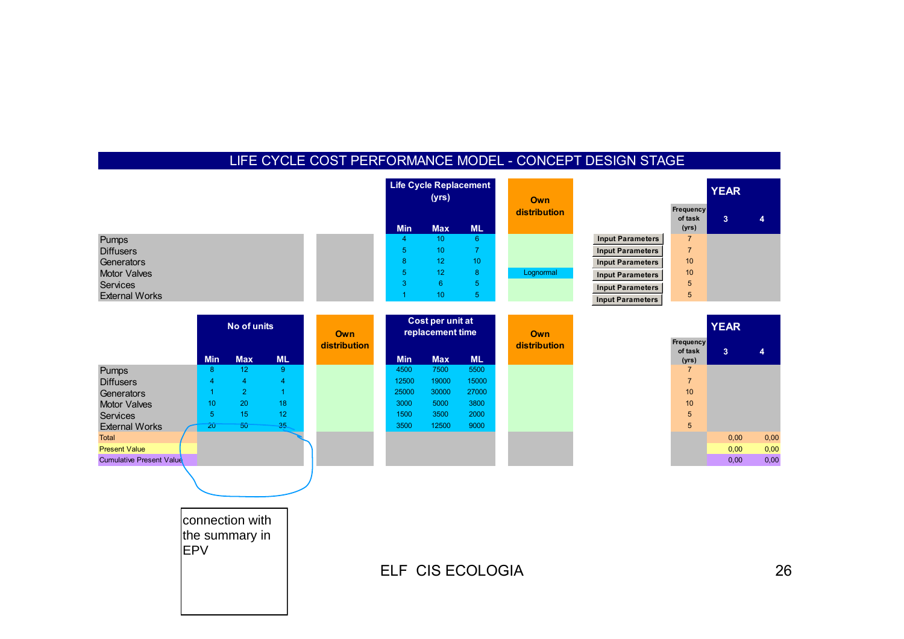# LIFE CYCLE COST PERFORMANCE MODEL - CONCEPT DESIGN STAGE

| | | Life Cycle Replacement (yrs) | | | Own distribution | | Frequency of task (yrs) | YEAR 3 | 4 |
|---|---|---|---|---|---|---|---|---|---|
| | | Min | Max | ML | | | | | |
| Pumps | | 4 | 10 | 6 | | Input Parameters | 7 | | |
| Diffusers | | 5 | 10 | 7 | | Input Parameters | 7 | | |
| Generators | | 8 | 12 | 10 | | Input Parameters | 10 | | |
| Motor Valves | | 5 | 12 | 8 | Lognormal | Input Parameters | 10 | | |
| Services | | 3 | 6 | 5 | | Input Parameters | 5 | | |
| External Works | | 1 | 10 | 5 | | Input Parameters | 5 | | |

| | No of units | | | Own distribution | Cost per unit at replacement time | | | Own distribution | Frequency of task (yrs) | YEAR 3 | 4 |
|---|---|---|---|---|---|---|---|---|---|---|---|
| | Min | Max | ML | | Min | Max | ML | | | | |
| Pumps | 8 | 12 | 9 | | 4500 | 7500 | 5500 | | 7 | | |
| Diffusers | 4 | 4 | 4 | | 12500 | 19000 | 15000 | | 7 | | |
| Generators | 1 | 2 | 1 | | 25000 | 30000 | 27000 | | 10 | | |
| Motor Valves | 10 | 20 | 18 | | 3000 | 5000 | 3800 | | 10 | | |
| Services | 5 | 15 | 12 | | 1500 | 3500 | 2000 | | 5 | | |
| External Works | 20 | 50 | 35 | | 3500 | 12500 | 9000 | | 5 | | |
| Total | | | | | | | | | | 0,00 | 0,00 |
| Present Value | | | | | | | | | | 0,00 | 0,00 |
| Cumulative Present Value | | | | | | | | | | 0,00 | 0,00 |

connection with the summary in EPV

ELF CIS ECOLOGIA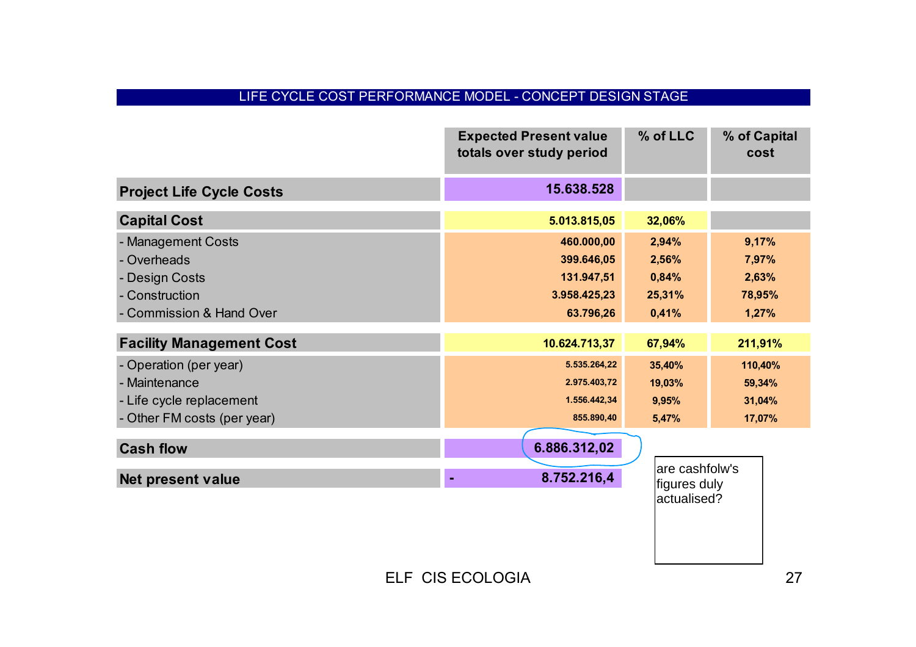# LIFE CYCLE COST PERFORMANCE MODEL - CONCEPT DESIGN STAGE

| | Expected Present value totals over study period | % of LLC | % of Capital cost |
|---|---|---|---|
| **Project Life Cycle Costs** | **15.638.528** | | |
| **Capital Cost** | **5.013.815,05** | **32,06%** | |
| - Management Costs | 460.000,00 | 2,94% | 9,17% |
| - Overheads | 399.646,05 | 2,56% | 7,97% |
| - Design Costs | 131.947,51 | 0,84% | 2,63% |
| - Construction | 3.958.425,23 | 25,31% | 78,95% |
| - Commission & Hand Over | 63.796,26 | 0,41% | 1,27% |
| **Facility Management Cost** | **10.624.713,37** | **67,94%** | **211,91%** |
| - Operation (per year) | 5.535.264,22 | 35,40% | 110,40% |
| - Maintenance | 2.975.403,72 | 19,03% | 59,34% |
| - Life cycle replacement | 1.556.442,34 | 9,95% | 31,04% |
| - Other FM costs (per year) | 855.890,40 | 5,47% | 17,07% |
| **Cash flow** | **6.886.312,02** | | |
| **Net present value** | **- 8.752.216,4** | | |

are cashfolw's figures duly actualised?

ELF CIS ECOLOGIA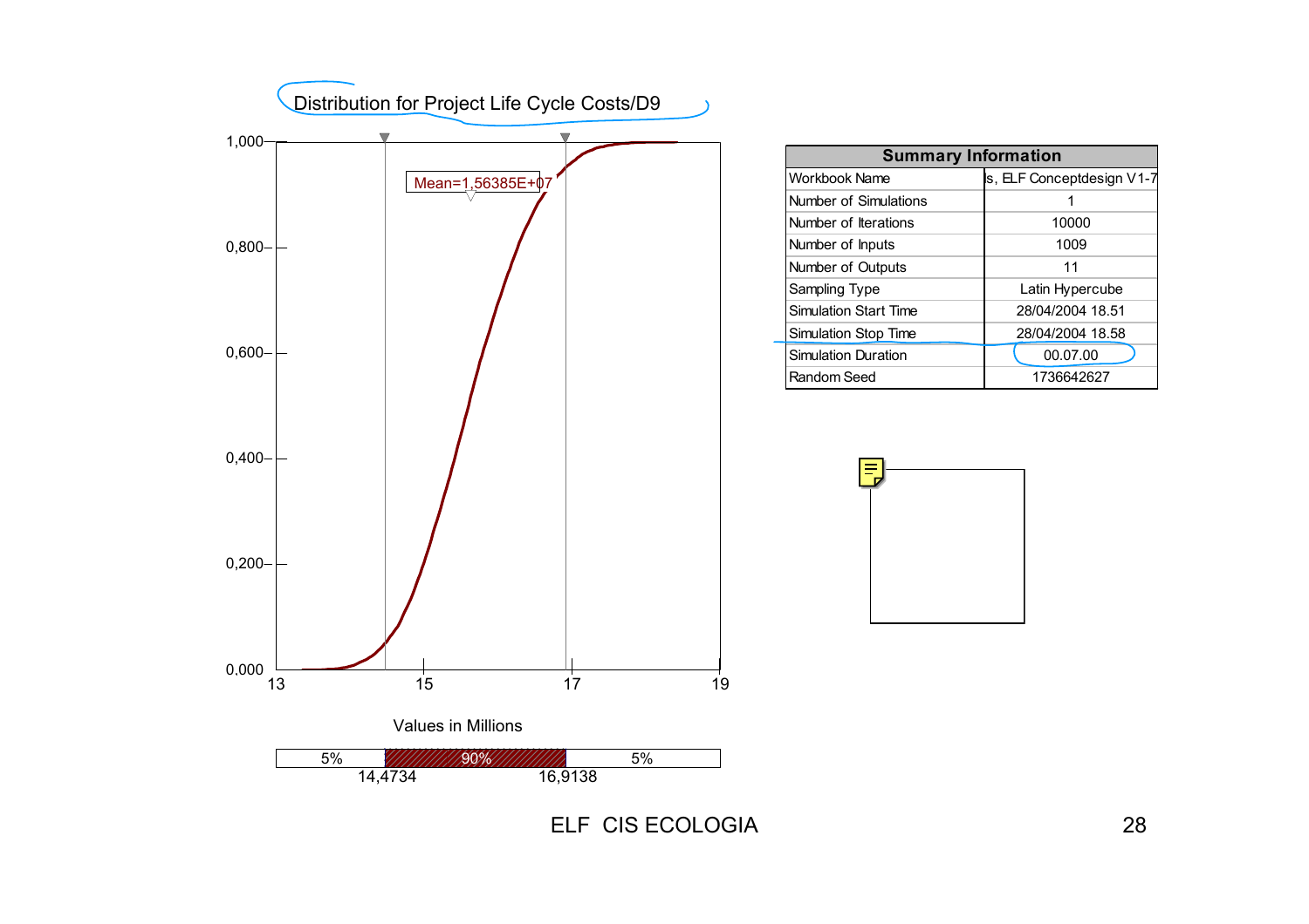## Distribution for Project Life Cycle Costs/D9

Mean=1,56385E+07

Values in Millions

| 5% | 90% | 5% |
| --- | --- | --- |
| | 14,4734 – 16,9138 | |

| Summary Information | |
| --- | --- |
| Workbook Name | s, ELF Conceptdesign V1-7 |
| Number of Simulations | 1 |
| Number of Iterations | 10000 |
| Number of Inputs | 1009 |
| Number of Outputs | 11 |
| Sampling Type | Latin Hypercube |
| Simulation Start Time | 28/04/2004 18.51 |
| Simulation Stop Time | 28/04/2004 18.58 |
| Simulation Duration | 00.07.00 |
| Random Seed | 1736642627 |

ELF CIS ECOLOGIA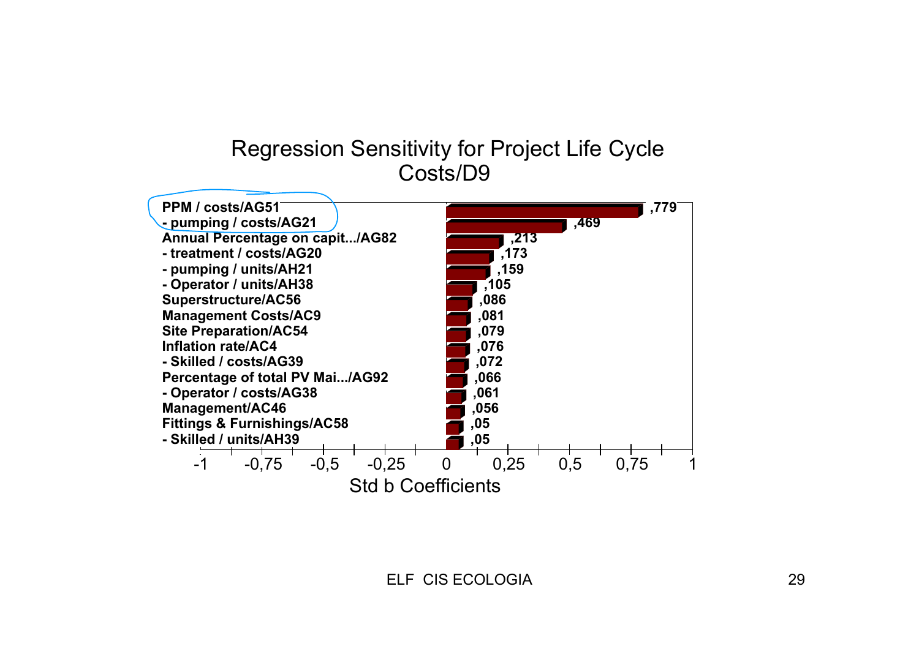# Regression Sensitivity for Project Life Cycle Costs/D9

| Variable | Std b Coefficient |
| --- | --- |
| PPM / costs/AG51 | ,779 |
| - pumping / costs/AG21 | ,469 |
| Annual Percentage on capit.../AG82 | ,213 |
| - treatment / costs/AG20 | ,173 |
| - pumping / units/AH21 | ,159 |
| - Operator / units/AH38 | ,105 |
| Superstructure/AC56 | ,086 |
| Management Costs/AC9 | ,081 |
| Site Preparation/AC54 | ,079 |
| Inflation rate/AC4 | ,076 |
| - Skilled / costs/AG39 | ,072 |
| Percentage of total PV Mai.../AG92 | ,066 |
| - Operator / costs/AG38 | ,061 |
| Management/AC46 | ,056 |
| Fittings & Furnishings/AC58 | ,05 |
| - Skilled / units/AH39 | ,05 |

Std b Coefficients (axis: -1, -0,75, -0,5, -0,25, 0, 0,25, 0,5, 0,75, 1)

ELF CIS ECOLOGIA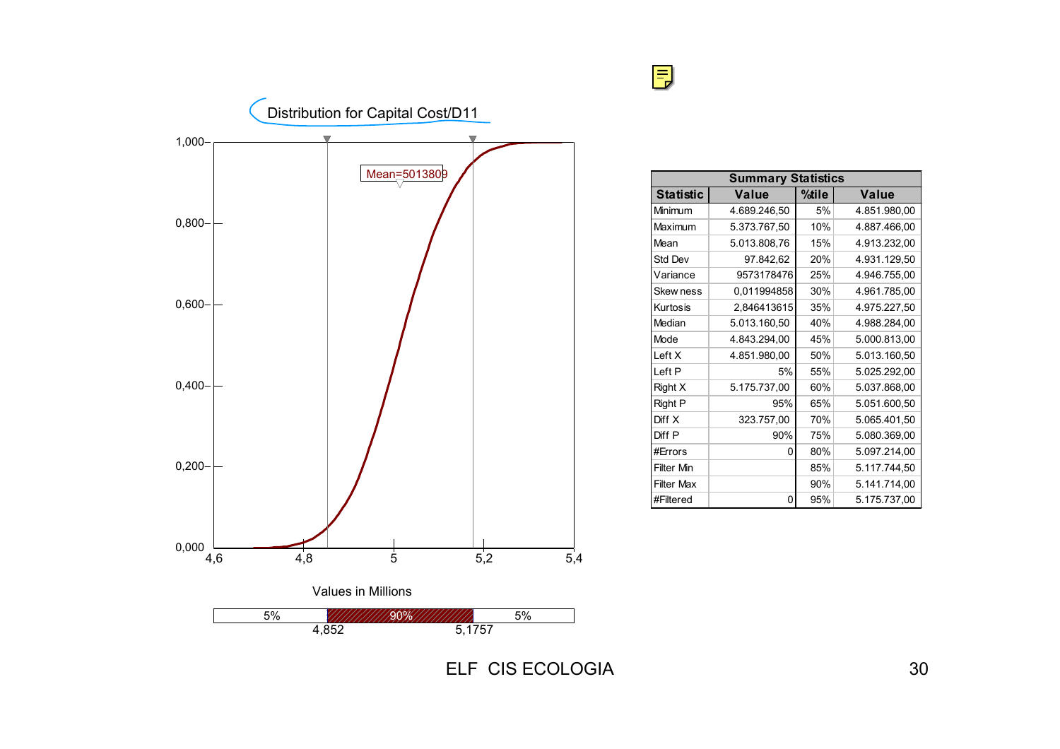## Distribution for Capital Cost/D11

Mean=5013809

Values in Millions

| 5% | 90% | 5% |
|---|---|---|
| | 4,852 | 5,1757 |

| Summary Statistics | | | |
|---|---|---|---|
| **Statistic** | **Value** | **%tile** | **Value** |
| Minimum | 4.689.246,50 | 5% | 4.851.980,00 |
| Maximum | 5.373.767,50 | 10% | 4.887.466,00 |
| Mean | 5.013.808,76 | 15% | 4.913.232,00 |
| Std Dev | 97.842,62 | 20% | 4.931.129,50 |
| Variance | 9573178476 | 25% | 4.946.755,00 |
| Skew ness | 0,011994858 | 30% | 4.961.785,00 |
| Kurtosis | 2,846413615 | 35% | 4.975.227,50 |
| Median | 5.013.160,50 | 40% | 4.988.284,00 |
| Mode | 4.843.294,00 | 45% | 5.000.813,00 |
| Left X | 4.851.980,00 | 50% | 5.013.160,50 |
| Left P | 5% | 55% | 5.025.292,00 |
| Right X | 5.175.737,00 | 60% | 5.037.868,00 |
| Right P | 95% | 65% | 5.051.600,50 |
| Diff X | 323.757,00 | 70% | 5.065.401,50 |
| Diff P | 90% | 75% | 5.080.369,00 |
| #Errors | 0 | 80% | 5.097.214,00 |
| Filter Min | | 85% | 5.117.744,50 |
| Filter Max | | 90% | 5.141.714,00 |
| #Filtered | 0 | 95% | 5.175.737,00 |

ELF CIS ECOLOGIA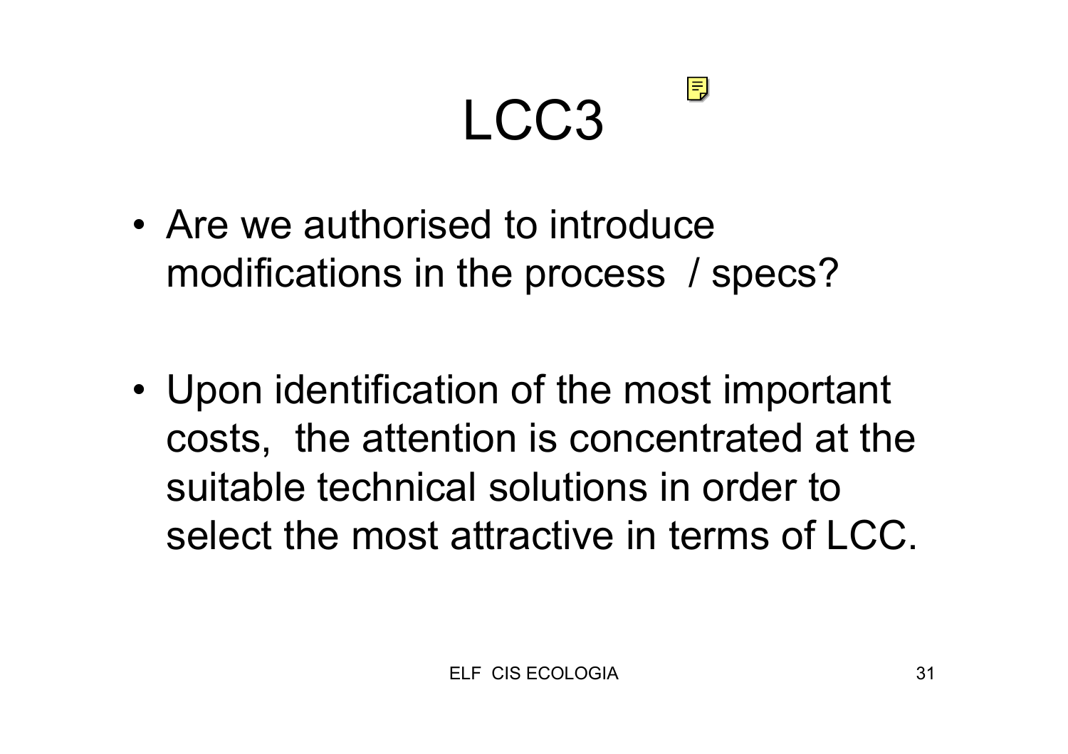# LCC3

- Are we authorised to introduce modifications in the process / specs?

- Upon identification of the most important costs, the attention is concentrated at the suitable technical solutions in order to select the most attractive in terms of LCC.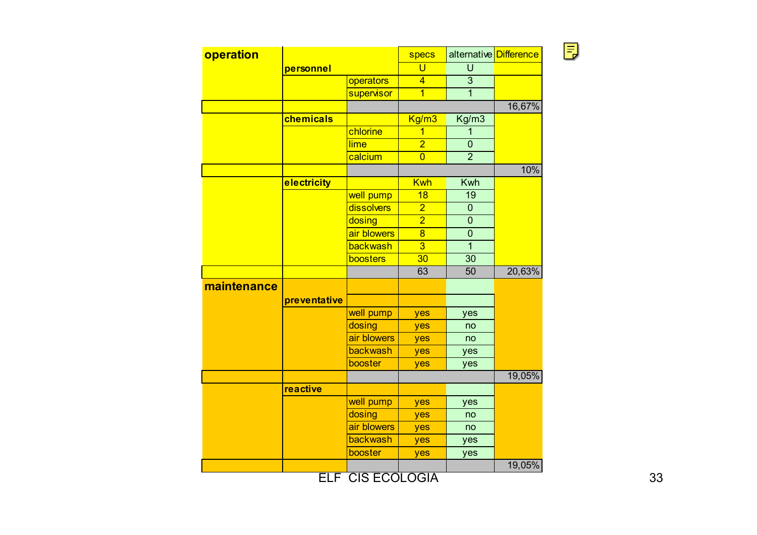| | | | specs | alternative | Difference |
|---|---|---|---|---|---|
| **operation** | **personnel** | | U | U | |
| | | operators | 4 | 3 | |
| | | supervisor | 1 | 1 | |
| | | | | | 16,67% |
| | **chemicals** | | Kg/m3 | Kg/m3 | |
| | | chlorine | 1 | 1 | |
| | | lime | 2 | 0 | |
| | | calcium | 0 | 2 | |
| | | | | | 10% |
| | **electricity** | | Kwh | Kwh | |
| | | well pump | 18 | 19 | |
| | | dissolvers | 2 | 0 | |
| | | dosing | 2 | 0 | |
| | | air blowers | 8 | 0 | |
| | | backwash | 3 | 1 | |
| | | boosters | 30 | 30 | |
| | | | 63 | 50 | 20,63% |
| **maintenance** | **preventative** | | | | |
| | | well pump | yes | yes | |
| | | dosing | yes | no | |
| | | air blowers | yes | no | |
| | | backwash | yes | yes | |
| | | booster | yes | yes | |
| | | | | | 19,05% |
| | **reactive** | | | | |
| | | well pump | yes | yes | |
| | | dosing | yes | no | |
| | | air blowers | yes | no | |
| | | backwash | yes | yes | |
| | | booster | yes | yes | |
| | | | | | 19,05% |

ELF CIS ECOLOGIA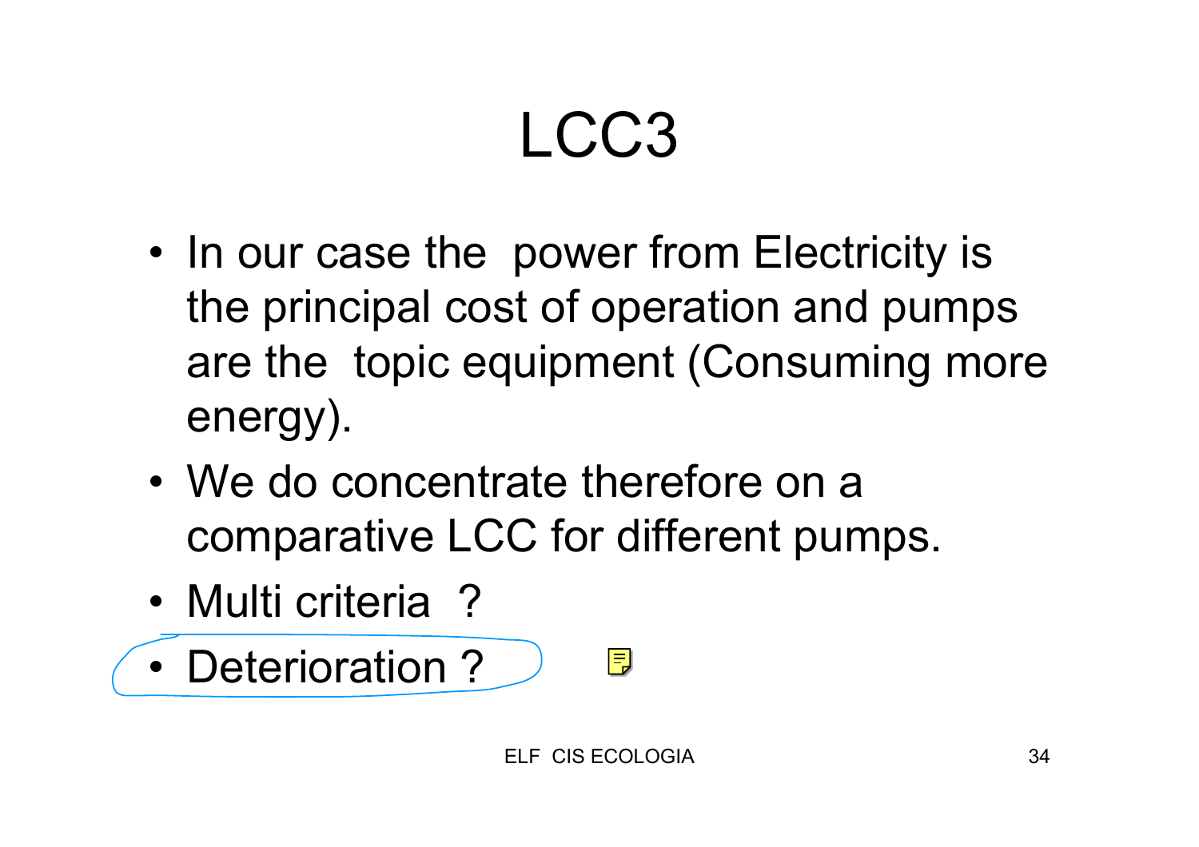# LCC3

- In our case the power from Electricity is the principal cost of operation and pumps are the topic equipment (Consuming more energy).
- We do concentrate therefore on a comparative LCC for different pumps.
- Multi criteria ?
- Deterioration ?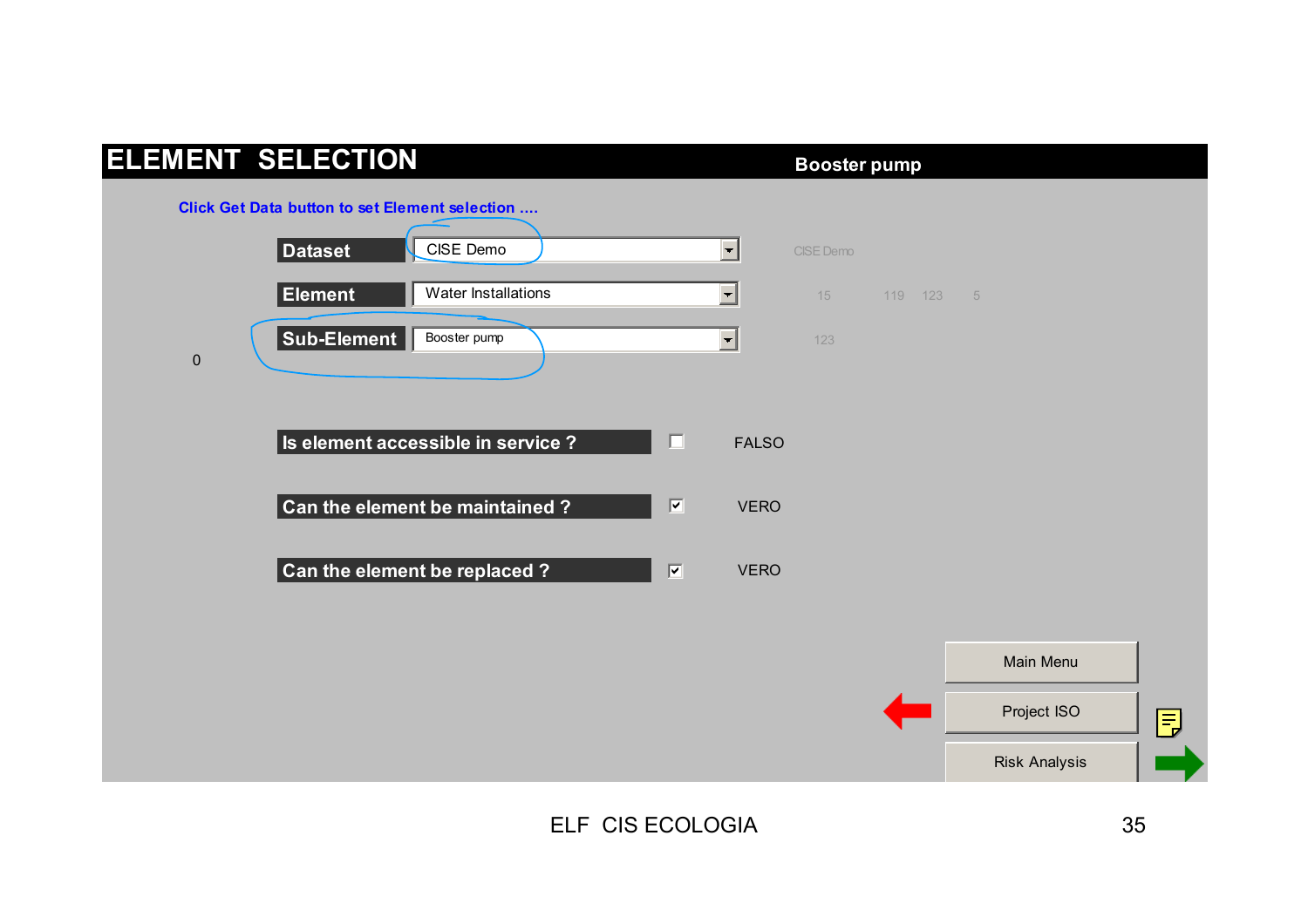# ELEMENT SELECTION

**Booster pump**

**Click Get Data button to set Element selection ....**

**Dataset** CISE Demo — CISE Demo

**Element** Water Installations — 15 119 123 5

**Sub-Element** Booster pump — 123

0

**Is element accessible in service ?** ☐ FALSO

**Can the element be maintained ?** ☑ VERO

**Can the element be replaced ?** ☑ VERO

Main Menu

Project ISO

Risk Analysis

ELF CIS ECOLOGIA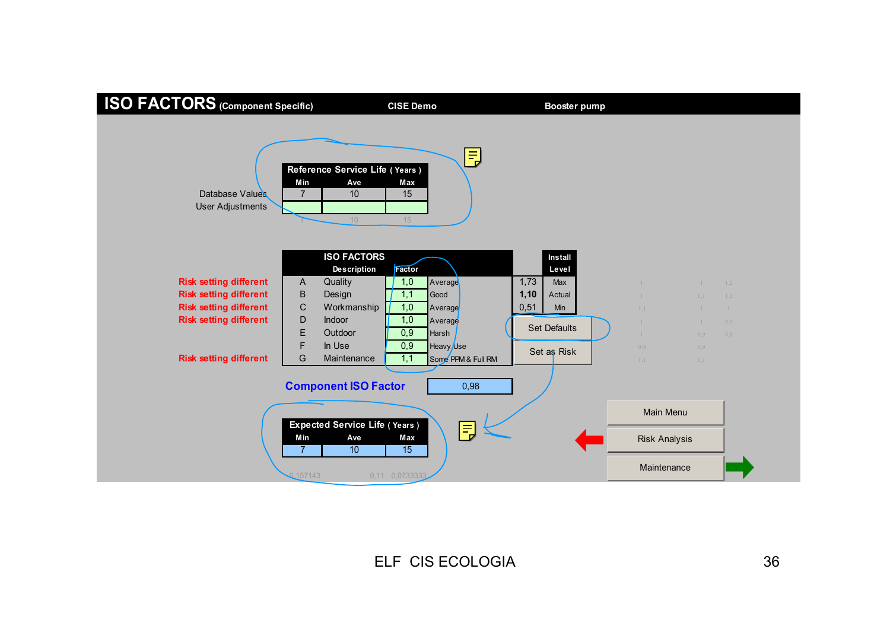# ISO FACTORS (Component Specific)

CISE Demo — Booster pump

| Reference Service Life ( Years ) | Min | Ave | Max |
|---|---|---|---|
| Database Values | 7 | 10 | 15 |
| User Adjustments | | | |
| | 7 | 10 | 15 |

| | | ISO FACTORS Description | Factor | |
|---|---|---|---|---|
| Risk setting different | A | Quality | 1,0 | Average |
| Risk setting different | B | Design | 1,1 | Good |
| Risk setting different | C | Workmanship | 1,0 | Average |
| Risk setting different | D | Indoor | 1,0 | Average |
| | E | Outdoor | 0,9 | Harsh |
| | F | In Use | 0,9 | Heavy Use |
| Risk setting different | G | Maintenance | 1,1 | Some PPM & Full RM |

| | Install Level |
|---|---|
| 1,73 | Max |
| **1,10** | Actual |
| 0,51 | Min |

Set Defaults

Set as Risk

**Component ISO Factor** 0,98

| Expected Service Life ( Years ) | | |
|---|---|---|
| Min | Ave | Max |
| 7 | 10 | 15 |

0,157143 0,11 0,0733333

Main Menu

Risk Analysis

Maintenance

ELF CIS ECOLOGIA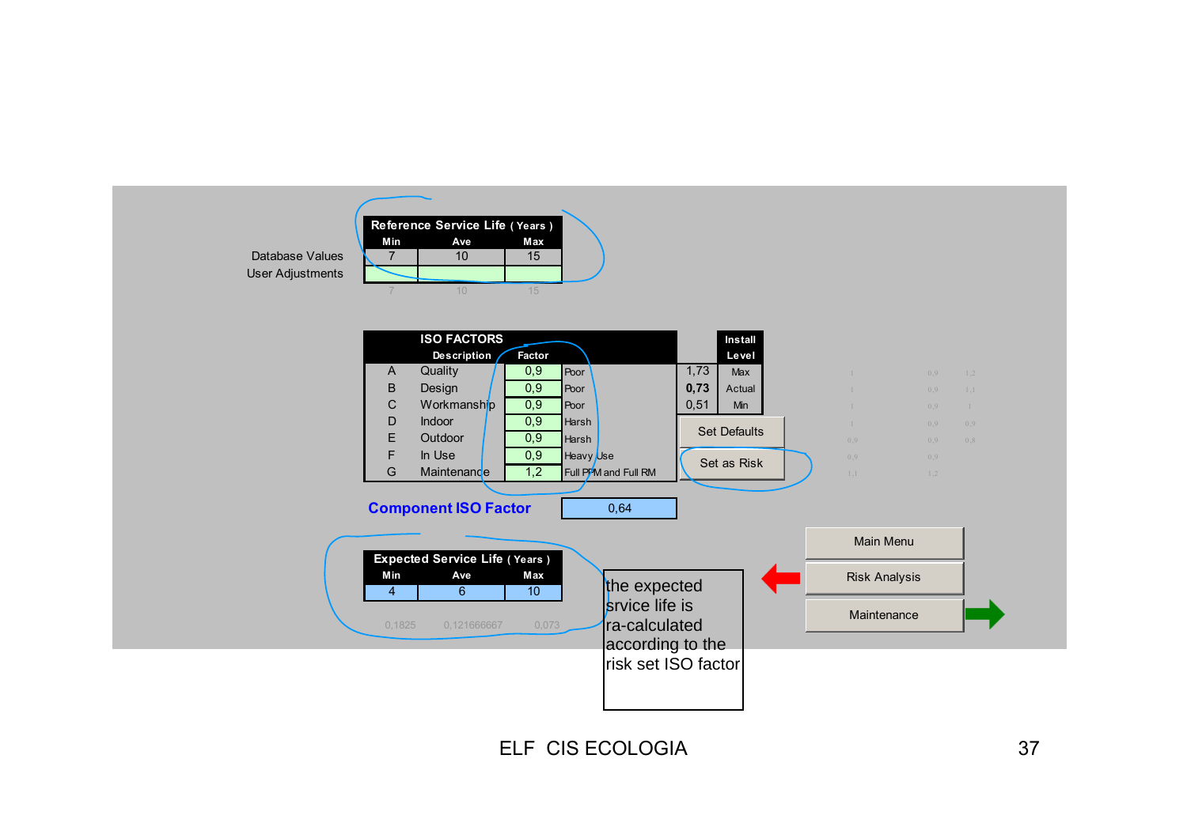| | Reference Service Life ( Years ) | | |
|---|---|---|---|
| | Min | Ave | Max |
| Database Values | 7 | 10 | 15 |
| User Adjustments | | | |
| | 7 | 10 | 15 |

| | ISO FACTORS Description | Factor | | | Install Level |
|---|---|---|---|---|---|
| A | Quality | 0,9 | Poor | 1,73 | Max |
| B | Design | 0,9 | Poor | 0,73 | Actual |
| C | Workmanship | 0,9 | Poor | 0,51 | Min |
| D | Indoor | 0,9 | Harsh | | |
| E | Outdoor | 0,9 | Harsh | | |
| F | In Use | 0,9 | Heavy Use | | |
| G | Maintenance | 1,2 | Full PPM and Full RM | | |

Set Defaults

Set as Risk

**Component ISO Factor** 0,64

| Expected Service Life ( Years ) | | |
|---|---|---|
| Min | Ave | Max |
| 4 | 6 | 10 |
| 0,1825 | 0,121666667 | 0,073 |

the expected srvice life is ra-calculated according to the risk set ISO factor

Main Menu

Risk Analysis

Maintenance

ELF CIS ECOLOGIA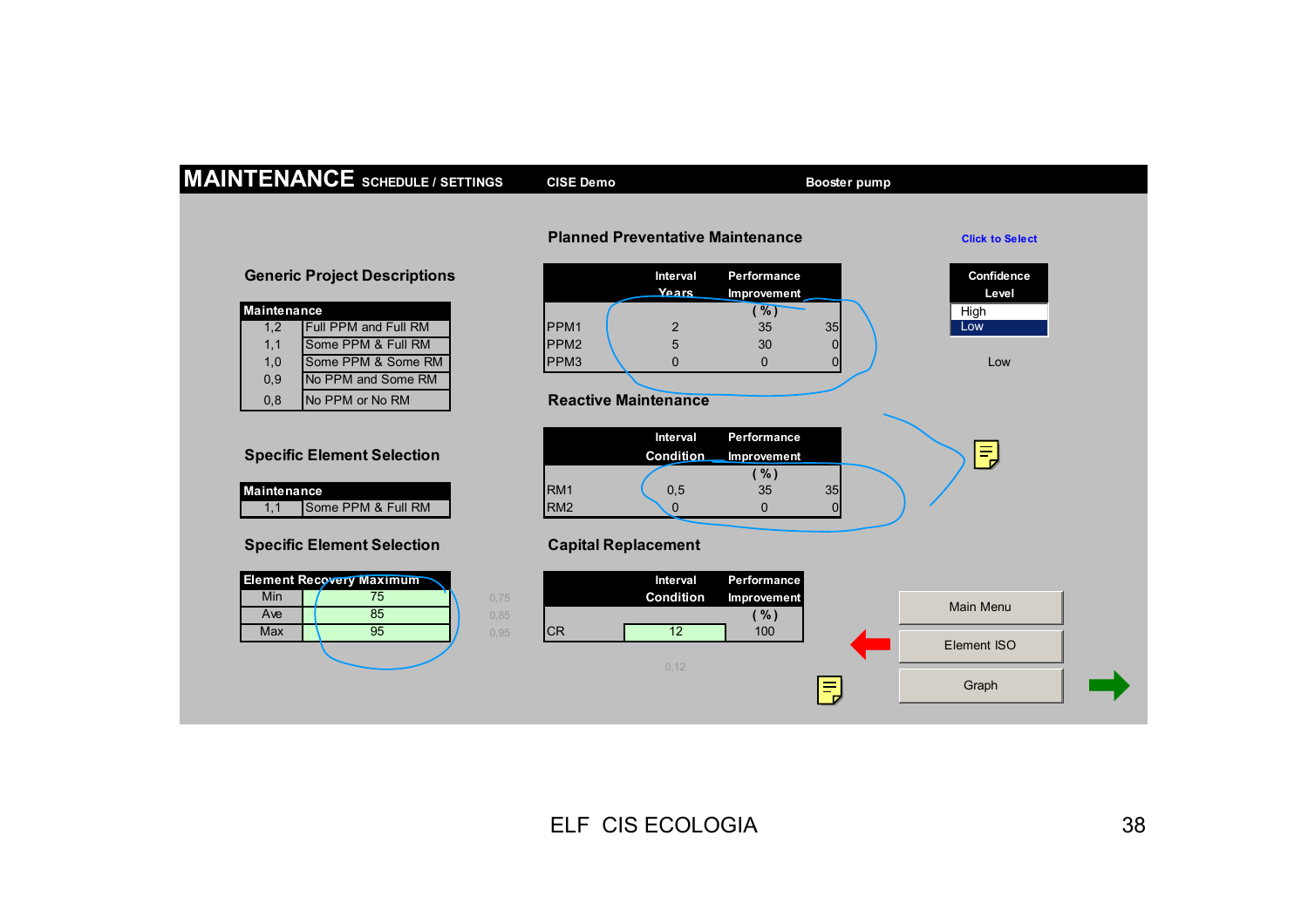# MAINTENANCE SCHEDULE / SETTINGS

CISE Demo

Booster pump

## Generic Project Descriptions

| Maintenance | |
|---|---|
| 1,2 | Full PPM and Full RM |
| 1,1 | Some PPM & Full RM |
| 1,0 | Some PPM & Some RM |
| 0,9 | No PPM and Some RM |
| 0,8 | No PPM or No RM |

## Specific Element Selection

| Maintenance | |
|---|---|
| 1,1 | Some PPM & Full RM |

## Specific Element Selection

| Element Recovery Maximum | | |
|---|---|---|
| Min | 75 | 0,75 |
| Ave | 85 | 0,85 |
| Max | 95 | 0,95 |

## Planned Preventative Maintenance

| | Interval Years | Performance Improvement (%) | |
|---|---|---|---|
| PPM1 | 2 | 35 | 35 |
| PPM2 | 5 | 30 | 0 |
| PPM3 | 0 | 0 | 0 |

Click to Select

| Confidence Level |
|---|
| High |
| Low |

Low

## Reactive Maintenance

| | Interval Condition | Performance Improvement (%) | |
|---|---|---|---|
| RM1 | 0,5 | 35 | 35 |
| RM2 | 0 | 0 | 0 |

## Capital Replacement

| | Interval Condition | Performance Improvement (%) |
|---|---|---|
| CR | 12 | 100 |

0,12

Main Menu

Element ISO

Graph

ELF CIS ECOLOGIA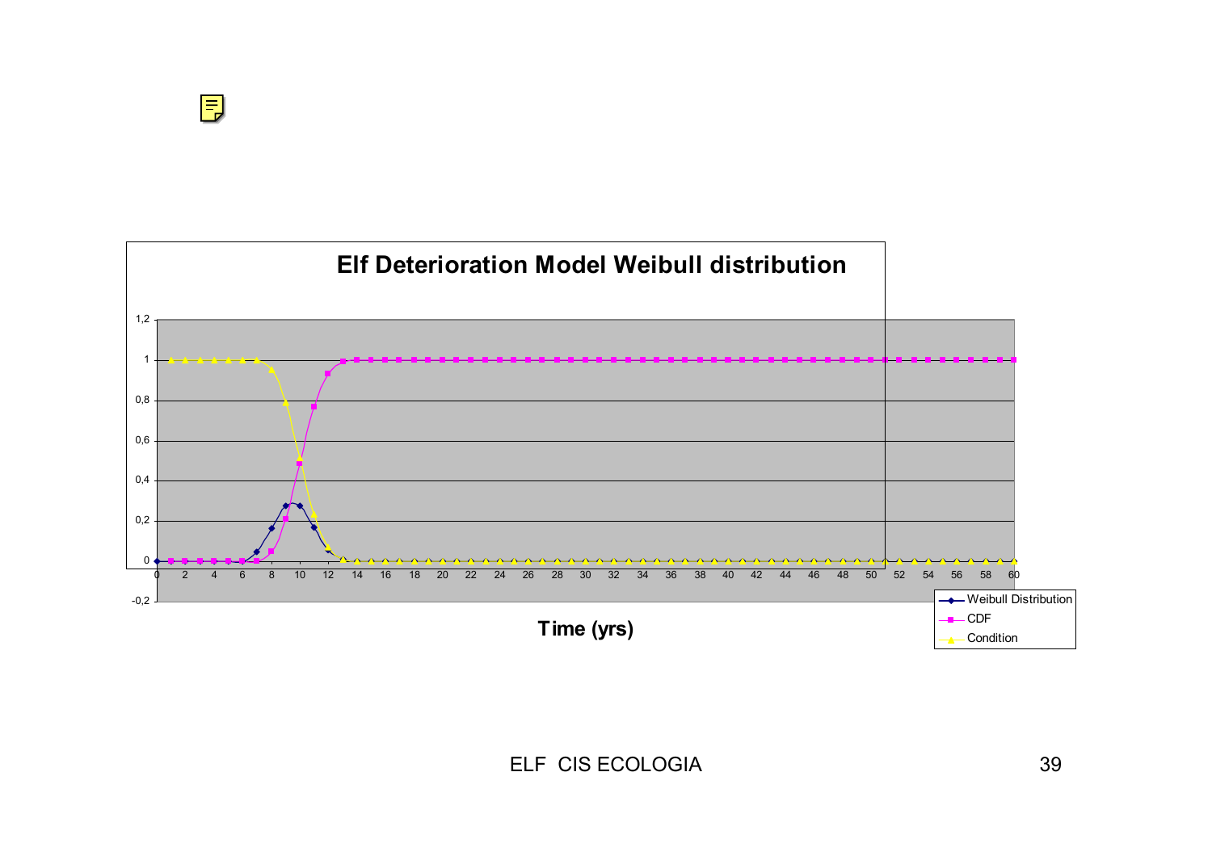**Elf Deterioration Model Weibull distribution**

Time (yrs)

Legend: Weibull Distribution, CDF, Condition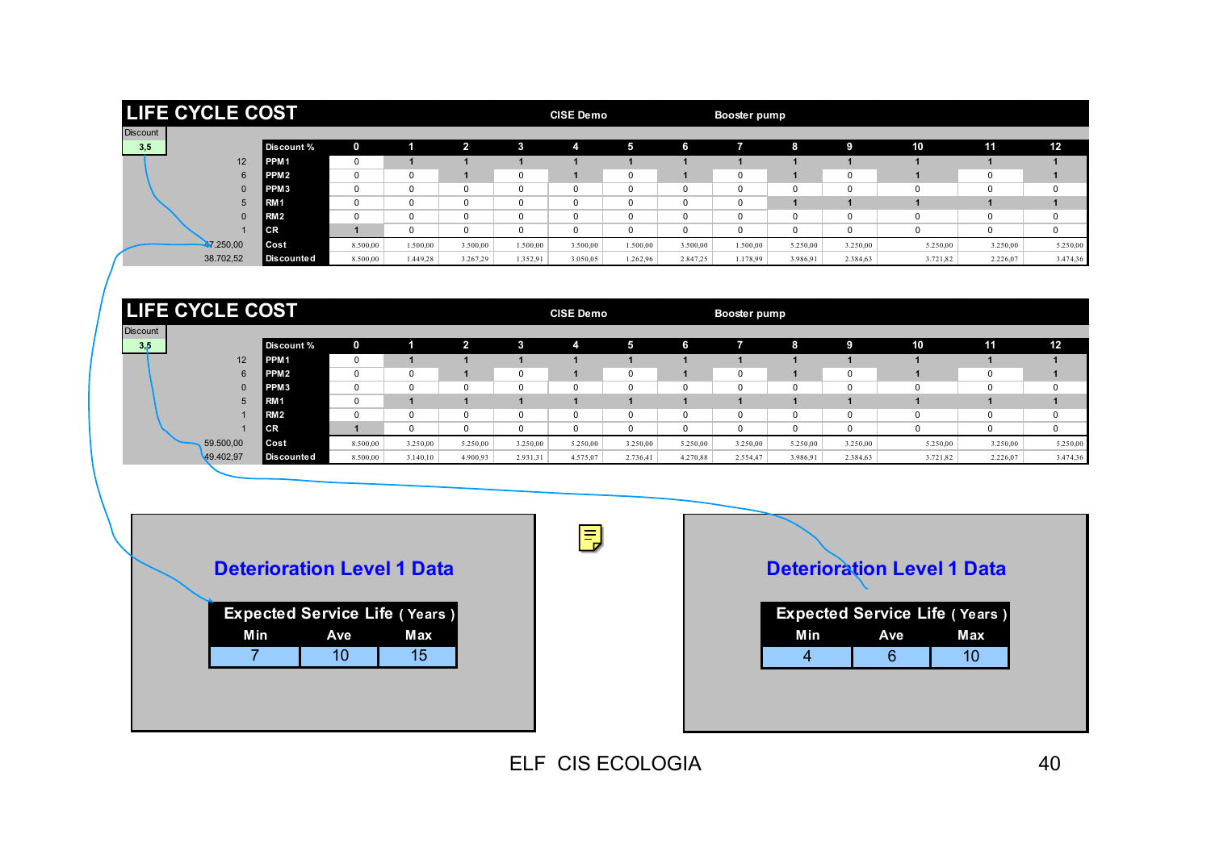## LIFE COST CYCLE

CISE Demo — Booster pump

| Discount | | Discount % | 0 | 1 | 2 | 3 | 4 | 5 | 6 | 7 | 8 | 9 | 10 | 11 | 12 |
|---|---|---|---|---|---|---|---|---|---|---|---|---|---|---|---|
| 3,5 | | | | | | | | | | | | | | | |
| | 12 | PPM1 | 0 | 1 | 1 | 1 | 1 | 1 | 1 | 1 | 1 | 1 | 1 | 1 | 1 |
| | 6 | PPM2 | 0 | 0 | 1 | 0 | 1 | 0 | 1 | 0 | 1 | 0 | 1 | 0 | 1 |
| | 0 | PPM3 | 0 | 0 | 0 | 0 | 0 | 0 | 0 | 0 | 0 | 0 | 0 | 0 | 0 |
| | 5 | RM1 | 0 | 0 | 0 | 0 | 0 | 0 | 0 | 0 | 1 | 1 | 1 | 1 | 1 |
| | 0 | RM2 | 0 | 0 | 0 | 0 | 0 | 0 | 0 | 0 | 0 | 0 | 0 | 0 | 0 |
| | 1 | CR | 1 | 0 | 0 | 0 | 0 | 0 | 0 | 0 | 0 | 0 | 0 | 0 | 0 |
| | 47.250,00 | Cost | 8.500,00 | 1.500,00 | 3.500,00 | 1.500,00 | 3.500,00 | 1.500,00 | 3.500,00 | 1.500,00 | 5.250,00 | 3.250,00 | 5.250,00 | 3.250,00 | 5.250,00 |
| | 38.702,52 | Discounted | 8.500,00 | 1.449,28 | 3.267,29 | 1.352,91 | 3.050,05 | 1.262,96 | 2.847,25 | 1.178,99 | 3.986,91 | 2.384,63 | 3.721,82 | 2.226,07 | 3.474,36 |

## LIFE COST CYCLE

CISE Demo — Booster pump

| Discount | | Discount % | 0 | 1 | 2 | 3 | 4 | 5 | 6 | 7 | 8 | 9 | 10 | 11 | 12 |
|---|---|---|---|---|---|---|---|---|---|---|---|---|---|---|---|
| 3,5 | | | | | | | | | | | | | | | |
| | 12 | PPM1 | 0 | 1 | 1 | 1 | 1 | 1 | 1 | 1 | 1 | 1 | 1 | 1 | 1 |
| | 6 | PPM2 | 0 | 0 | 1 | 0 | 1 | 0 | 1 | 0 | 1 | 0 | 1 | 0 | 1 |
| | 0 | PPM3 | 0 | 0 | 0 | 0 | 0 | 0 | 0 | 0 | 0 | 0 | 0 | 0 | 0 |
| | 5 | RM1 | 0 | 1 | 1 | 1 | 1 | 1 | 1 | 1 | 1 | 1 | 1 | 1 | 1 |
| | 1 | RM2 | 0 | 0 | 0 | 0 | 0 | 0 | 0 | 0 | 0 | 0 | 0 | 0 | 0 |
| | 1 | CR | 1 | 0 | 0 | 0 | 0 | 0 | 0 | 0 | 0 | 0 | 0 | 0 | 0 |
| | 59.500,00 | Cost | 8.500,00 | 3.250,00 | 5.250,00 | 3.250,00 | 5.250,00 | 3.250,00 | 5.250,00 | 3.250,00 | 5.250,00 | 3.250,00 | 5.250,00 | 3.250,00 | 5.250,00 |
| | 49.402,97 | Discounted | 8.500,00 | 3.140,10 | 4.900,93 | 2.931,31 | 4.575,07 | 2.736,41 | 4.270,88 | 2.554,47 | 3.986,91 | 2.384,63 | 3.721,82 | 2.226,07 | 3.474,36 |

### Deterioration Level 1 Data

| Expected Service Life ( Years ) | | |
|---|---|---|
| Min | Ave | Max |
| 7 | 10 | 15 |

### Deterioration Level 1 Data

| Expected Service Life ( Years ) | | |
|---|---|---|
| Min | Ave | Max |
| 4 | 6 | 10 |

ELF CIS ECOLOGIA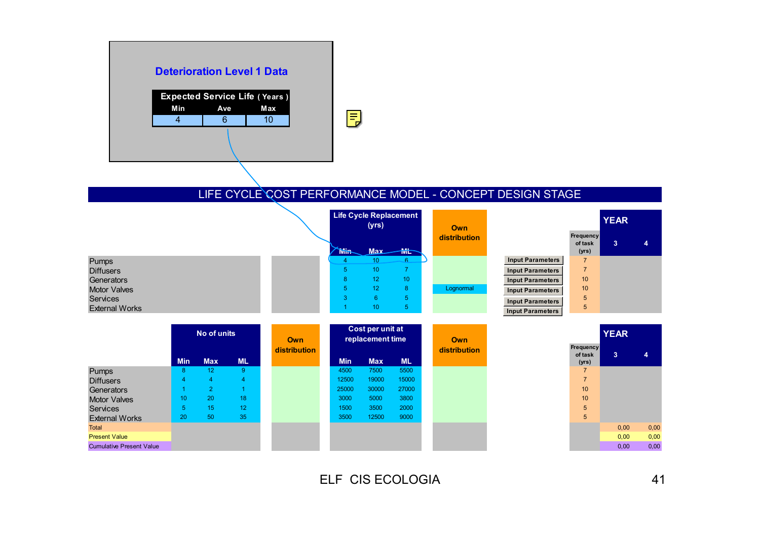## Deterioration Level 1 Data

| Expected Service Life ( Years ) | | |
|---|---|---|
| Min | Ave | Max |
| 4 | 6 | 10 |

## LIFE CYCLE COST PERFORMANCE MODEL - CONCEPT DESIGN STAGE

| | Life Cycle Replacement (yrs) | | | Own distribution | | Frequency of task (yrs) | YEAR 3 | YEAR 4 |
|---|---|---|---|---|---|---|---|---|
| | Min | Max | ML | | | | | |
| Pumps | 4 | 10 | 6 | | Input Parameters | 7 | | |
| Diffusers | 5 | 10 | 7 | | Input Parameters | 7 | | |
| Generators | 8 | 12 | 10 | | Input Parameters | 10 | | |
| Motor Valves | 5 | 12 | 8 | Lognormal | Input Parameters | 10 | | |
| Services | 3 | 6 | 5 | | Input Parameters | 5 | | |
| External Works | 1 | 10 | 5 | | Input Parameters | 5 | | |

| | No of units | | | Own distribution | Cost per unit at replacement time | | | Own distribution | Frequency of task (yrs) | YEAR 3 | YEAR 4 |
|---|---|---|---|---|---|---|---|---|---|---|---|
| | Min | Max | ML | | Min | Max | ML | | | | |
| Pumps | 8 | 12 | 9 | | 4500 | 7500 | 5500 | | 7 | | |
| Diffusers | 4 | 4 | 4 | | 12500 | 19000 | 15000 | | 7 | | |
| Generators | 1 | 2 | 1 | | 25000 | 30000 | 27000 | | 10 | | |
| Motor Valves | 10 | 20 | 18 | | 3000 | 5000 | 3800 | | 10 | | |
| Services | 5 | 15 | 12 | | 1500 | 3500 | 2000 | | 5 | | |
| External Works | 20 | 50 | 35 | | 3500 | 12500 | 9000 | | 5 | | |
| Total | | | | | | | | | | 0,00 | 0,00 |
| Present Value | | | | | | | | | | 0,00 | 0,00 |
| Cumulative Present Value | | | | | | | | | | 0,00 | 0,00 |

ELF CIS ECOLOGIA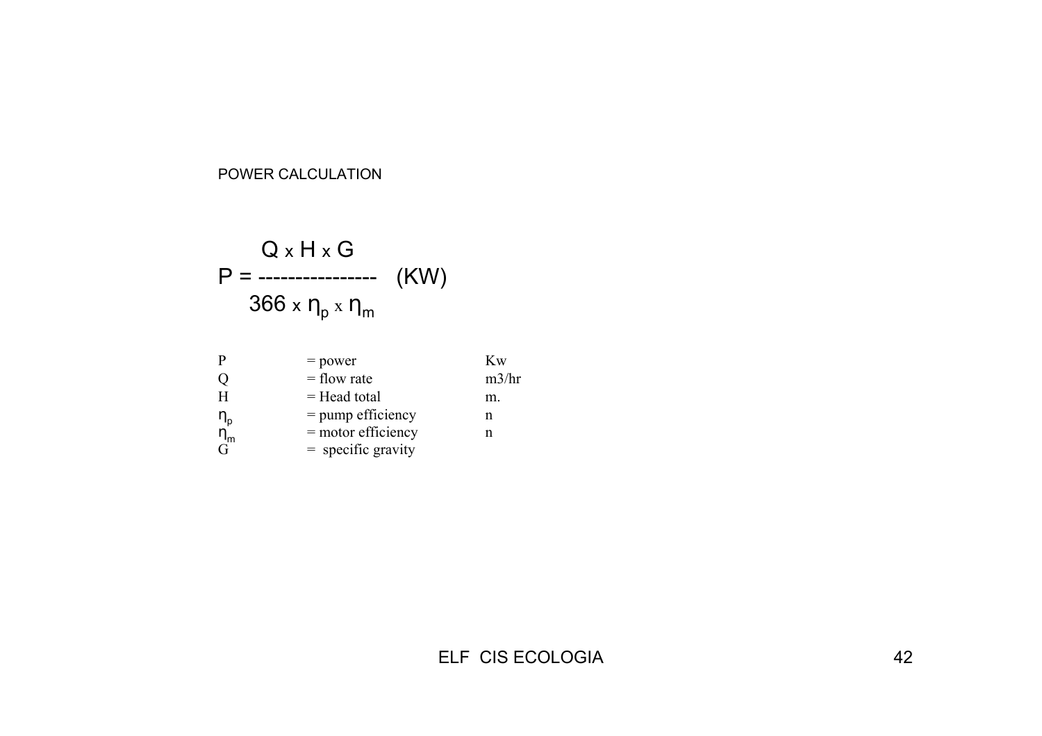POWER CALCULATION

$$P = \frac{Q \times H \times G}{366 \times \eta_p \times \eta_m} \quad (KW)$$

| | | |
|---|---|---|
| P | = power | Kw |
| Q | = flow rate | m3/hr |
| H | = Head total | m. |
| $\eta_p$ | = pump efficiency | n |
| $\eta_m$ | = motor efficiency | n |
| G | = specific gravity | |

ELF CIS ECOLOGIA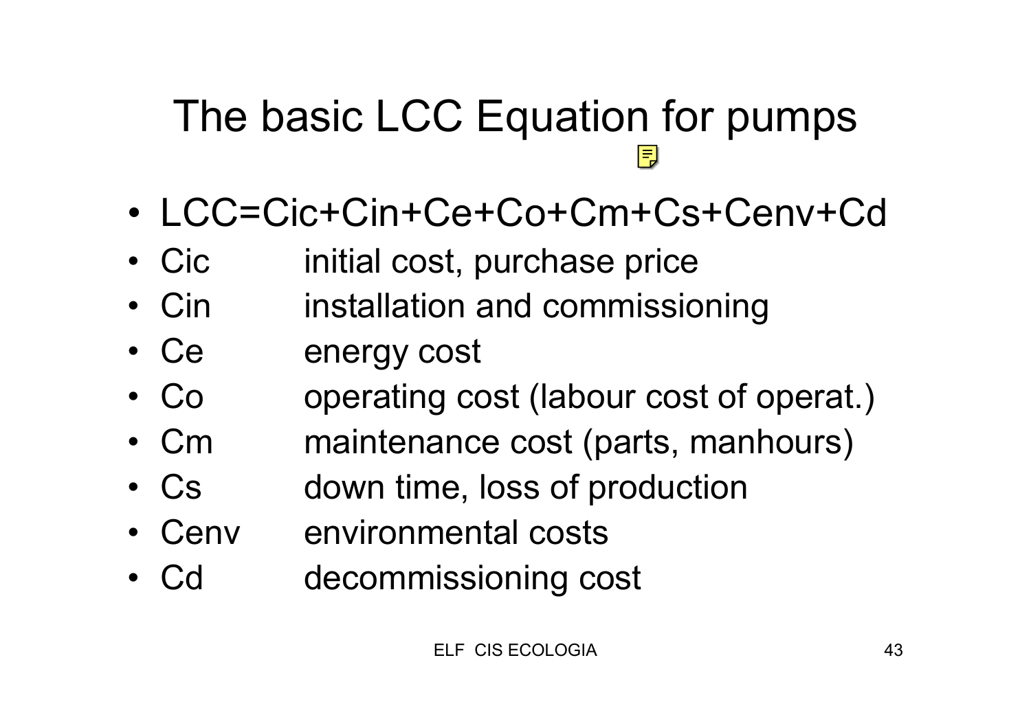# The basic LCC Equation for pumps

- LCC=Cic+Cin+Ce+Co+Cm+Cs+Cenv+Cd
- Cic initial cost, purchase price
- Cin installation and commissioning
- Ce energy cost
- Co operating cost (labour cost of operat.)
- Cm maintenance cost (parts, manhours)
- Cs down time, loss of production
- Cenv environmental costs
- Cd decommissioning cost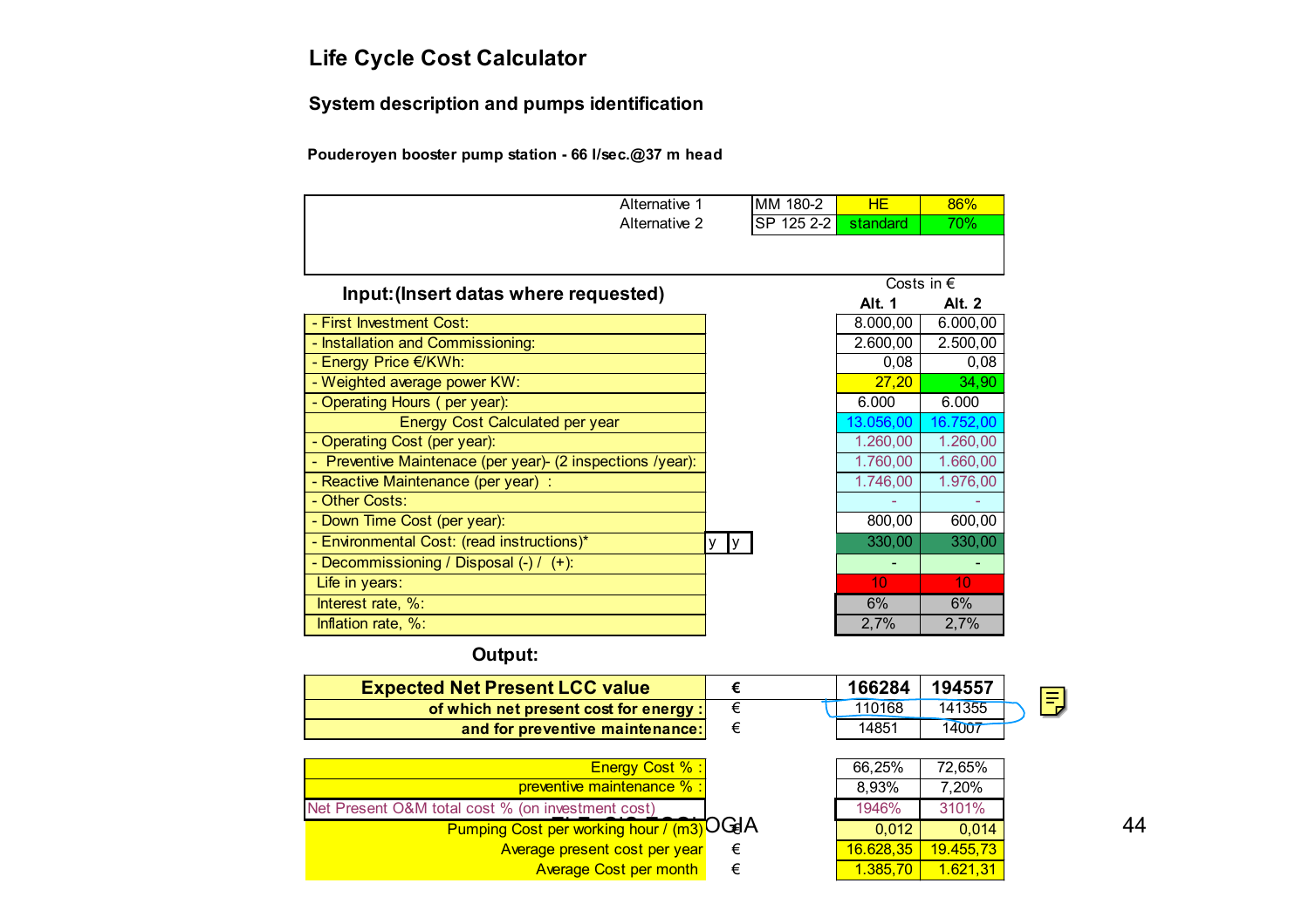# Life Cycle Cost Calculator

## System description and pumps identification

**Pouderoyen booster pump station - 66 l/sec.@37 m head**

| | | | |
|---|---|---|---|
| Alternative 1 | MM 180-2 | HE | 86% |
| Alternative 2 | SP 125 2-2 | standard | 70% |

**Input:(Insert datas where requested)**

| | | Costs in € Alt. 1 | Alt. 2 |
|---|---|---|---|
| - First Investment Cost: | | 8.000,00 | 6.000,00 |
| - Installation and Commissioning: | | 2.600,00 | 2.500,00 |
| - Energy Price €/KWh: | | 0,08 | 0,08 |
| - Weighted average power KW: | | 27,20 | 34,90 |
| - Operating Hours ( per year): | | 6.000 | 6.000 |
| Energy Cost Calculated per year | | 13.056,00 | 16.752,00 |
| - Operating Cost (per year): | | 1.260,00 | 1.260,00 |
| - Preventive Maintenace (per year)- (2 inspections /year): | | 1.760,00 | 1.660,00 |
| - Reactive Maintenance (per year) : | | 1.746,00 | 1.976,00 |
| - Other Costs: | | - | - |
| - Down Time Cost (per year): | | 800,00 | 600,00 |
| - Environmental Cost: (read instructions)* | y y | 330,00 | 330,00 |
| - Decommissioning / Disposal (-) / (+): | | - | - |
| Life in years: | | 10 | 10 |
| Interest rate, %: | | 6% | 6% |
| Inflation rate, %: | | 2,7% | 2,7% |

**Output:**

| | | Alt. 1 | Alt. 2 |
|---|---|---|---|
| **Expected Net Present LCC value** | € | **166284** | **194557** |
| **of which net present cost for energy :** | € | 110168 | 141355 |
| **and for preventive maintenance:** | € | 14851 | 14007 |

| | | Alt. 1 | Alt. 2 |
|---|---|---|---|
| Energy Cost % : | | 66,25% | 72,65% |
| preventive maintenance % : | | 8,93% | 7,20% |
| Net Present O&M total cost % (on investment cost) | | 1946% | 3101% |
| Pumping Cost per working hour / (m3) | € | 0,012 | 0,014 |
| Average present cost per year | € | 16.628,35 | 19.455,73 |
| Average Cost per month | € | 1.385,70 | 1.621,31 |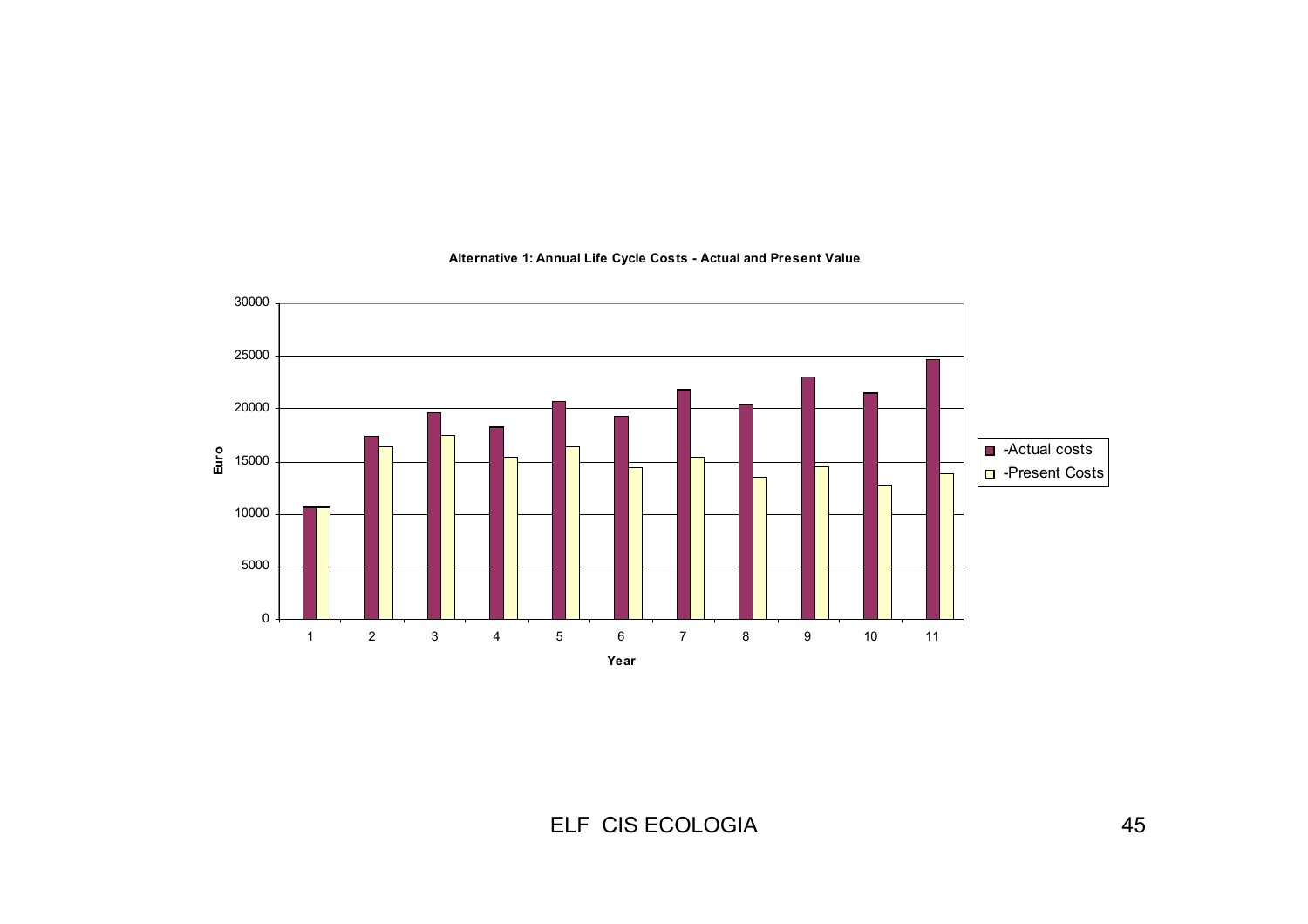**Alternative 1: Annual Life Cycle Costs - Actual and Present Value**

Euro: 0, 5000, 10000, 15000, 20000, 25000, 30000

Year: 1, 2, 3, 4, 5, 6, 7, 8, 9, 10, 11

-Actual costs

-Present Costs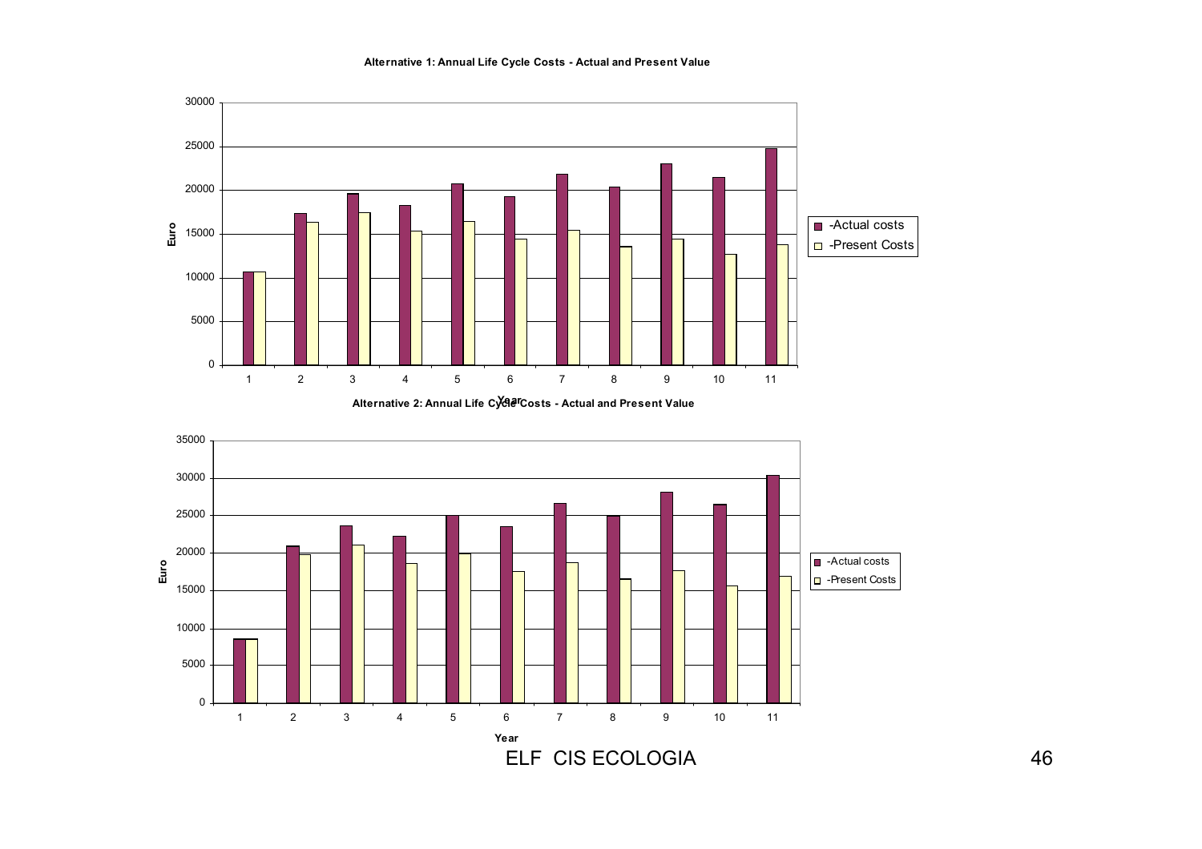**Alternative 1: Annual Life Cycle Costs - Actual and Present Value**

**Alternative 2: Annual Life Cycle Costs - Actual and Present Value**

ELF CIS ECOLOGIA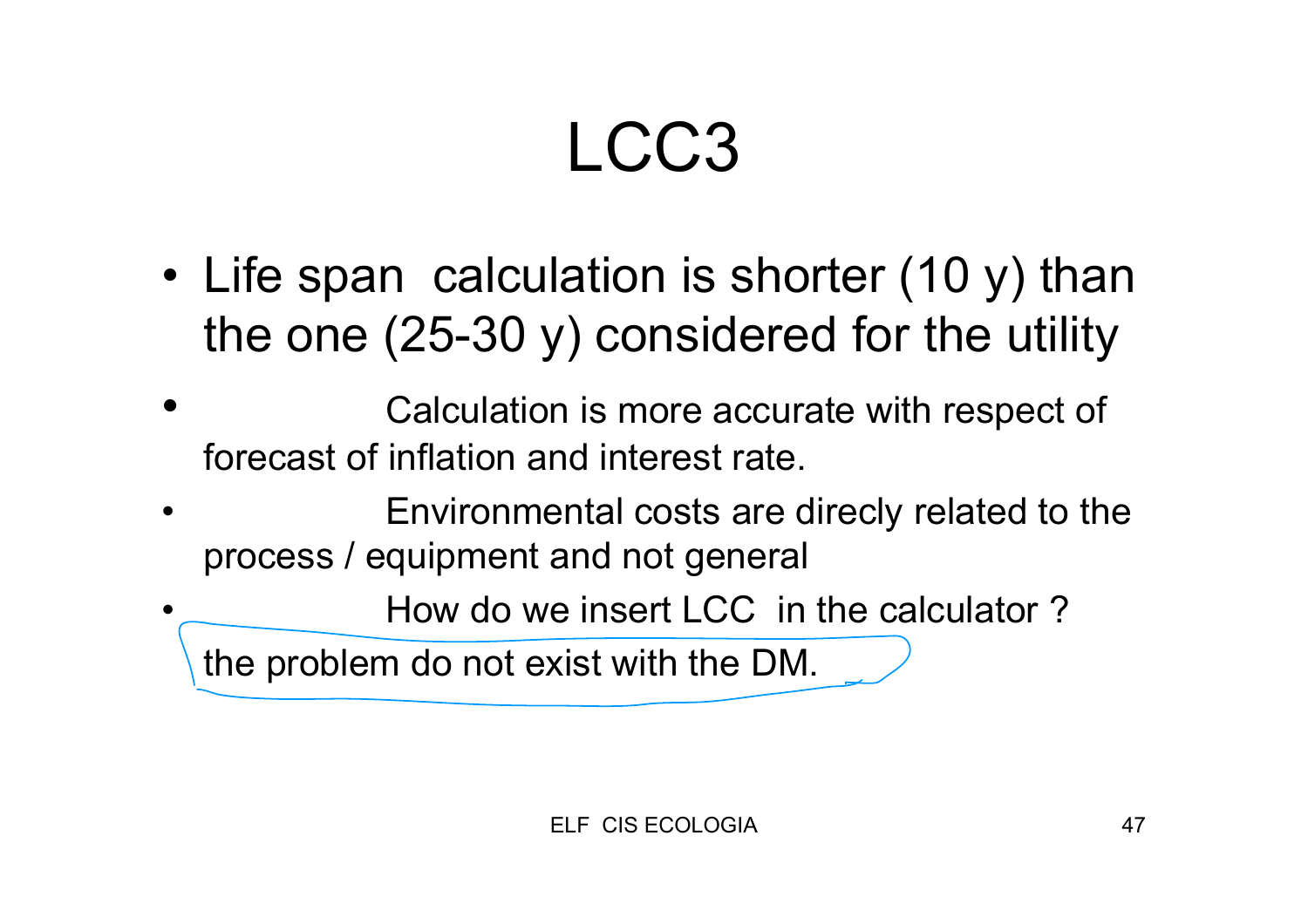# LCC3

- Life span calculation is shorter (10 y) than the one (25-30 y) considered for the utility
- Calculation is more accurate with respect of forecast of inflation and interest rate.
- Environmental costs are direcly related to the process / equipment and not general
- How do we insert LCC in the calculator ?

  the problem do not exist with the DM.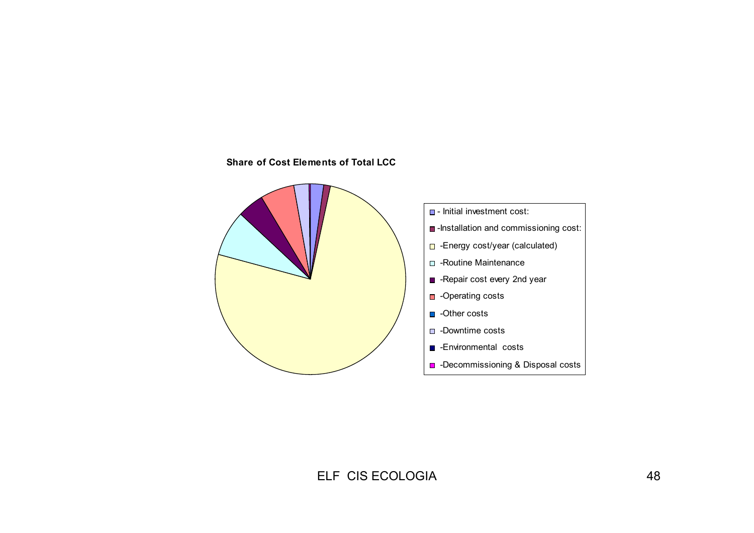**Share of Cost Elements of Total LCC**

- Initial investment cost:
- Installation and commissioning cost:
- Energy cost/year (calculated)
- Routine Maintenance
- Repair cost every 2nd year
- Operating costs
- Other costs
- Downtime costs
- Environmental costs
- Decommissioning & Disposal costs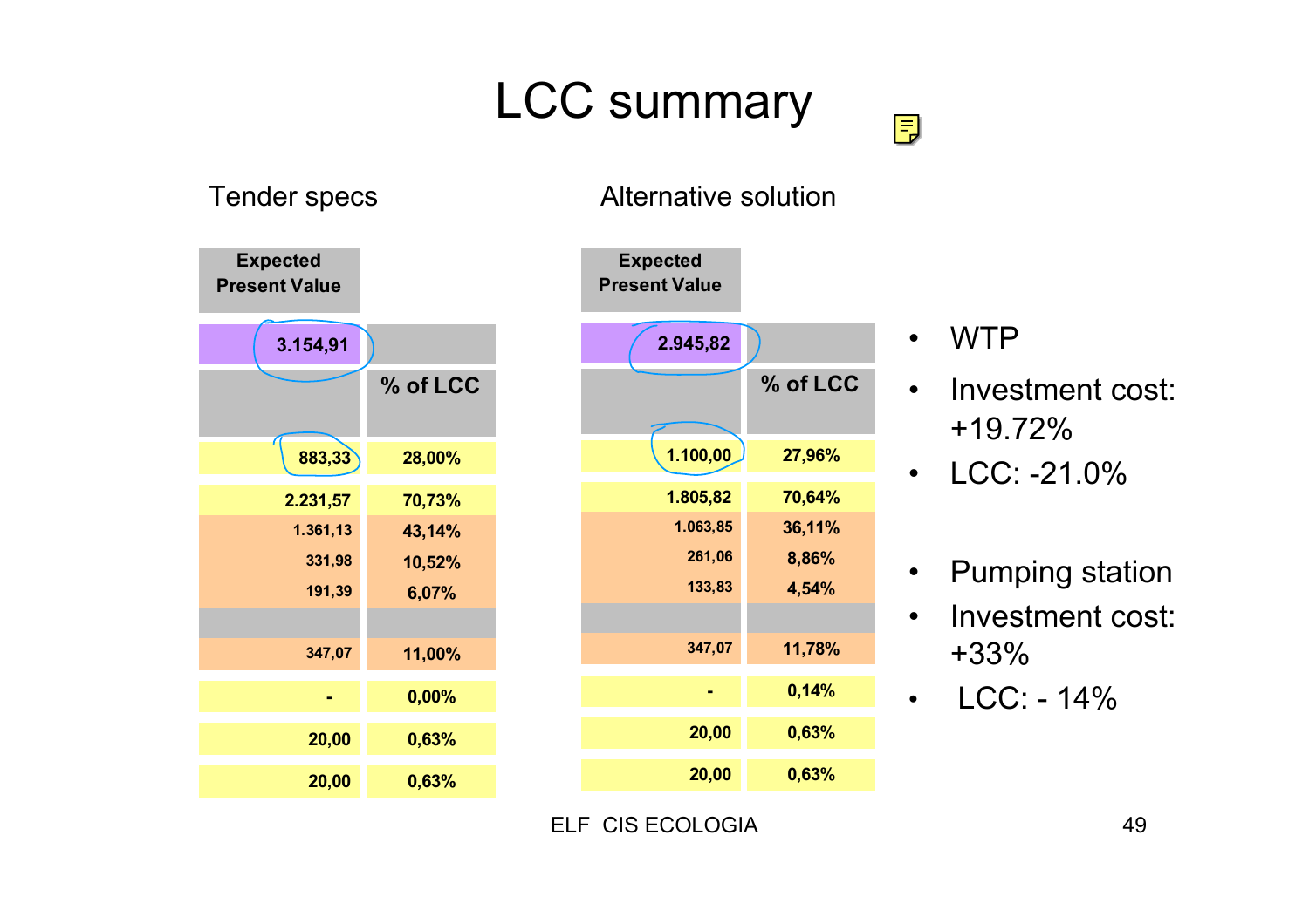# LCC summary

Tender specs

| Expected Present Value | % of LCC |
|---|---|
| 3.154,91 | |
| 883,33 | 28,00% |
| 2.231,57 | 70,73% |
| 1.361,13 | 43,14% |
| 331,98 | 10,52% |
| 191,39 | 6,07% |
| | |
| 347,07 | 11,00% |
| - | 0,00% |
| 20,00 | 0,63% |
| 20,00 | 0,63% |

Alternative solution

| Expected Present Value | % of LCC |
|---|---|
| 2.945,82 | |
| 1.100,00 | 27,96% |
| 1.805,82 | 70,64% |
| 1.063,85 | 36,11% |
| 261,06 | 8,86% |
| 133,83 | 4,54% |
| | |
| 347,07 | 11,78% |
| - | 0,14% |
| 20,00 | 0,63% |
| 20,00 | 0,63% |

- WTP
- Investment cost: +19.72%
- LCC: -21.0%

- Pumping station
- Investment cost: +33%
- LCC: - 14%

ELF CIS ECOLOGIA